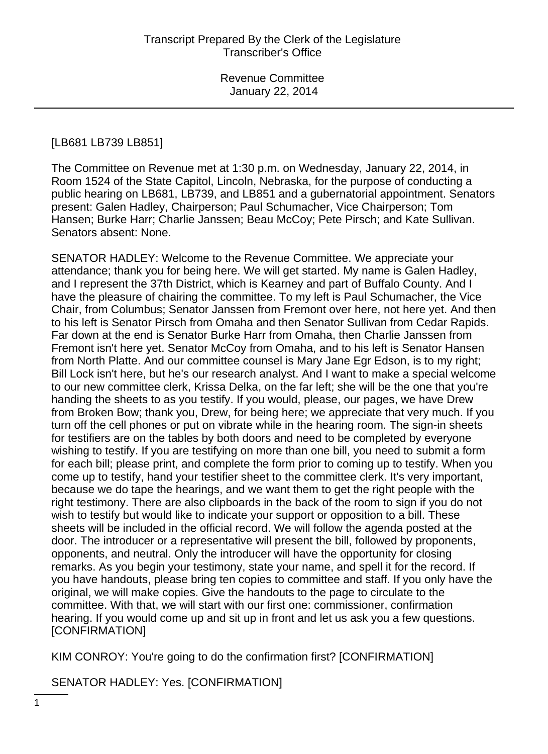[LB681 LB739 LB851]

The Committee on Revenue met at 1:30 p.m. on Wednesday, January 22, 2014, in Room 1524 of the State Capitol, Lincoln, Nebraska, for the purpose of conducting a public hearing on LB681, LB739, and LB851 and a gubernatorial appointment. Senators present: Galen Hadley, Chairperson; Paul Schumacher, Vice Chairperson; Tom Hansen; Burke Harr; Charlie Janssen; Beau McCoy; Pete Pirsch; and Kate Sullivan. Senators absent: None.

SENATOR HADLEY: Welcome to the Revenue Committee. We appreciate your attendance; thank you for being here. We will get started. My name is Galen Hadley, and I represent the 37th District, which is Kearney and part of Buffalo County. And I have the pleasure of chairing the committee. To my left is Paul Schumacher, the Vice Chair, from Columbus; Senator Janssen from Fremont over here, not here yet. And then to his left is Senator Pirsch from Omaha and then Senator Sullivan from Cedar Rapids. Far down at the end is Senator Burke Harr from Omaha, then Charlie Janssen from Fremont isn't here yet. Senator McCoy from Omaha, and to his left is Senator Hansen from North Platte. And our committee counsel is Mary Jane Egr Edson, is to my right; Bill Lock isn't here, but he's our research analyst. And I want to make a special welcome to our new committee clerk, Krissa Delka, on the far left; she will be the one that you're handing the sheets to as you testify. If you would, please, our pages, we have Drew from Broken Bow; thank you, Drew, for being here; we appreciate that very much. If you turn off the cell phones or put on vibrate while in the hearing room. The sign-in sheets for testifiers are on the tables by both doors and need to be completed by everyone wishing to testify. If you are testifying on more than one bill, you need to submit a form for each bill; please print, and complete the form prior to coming up to testify. When you come up to testify, hand your testifier sheet to the committee clerk. It's very important, because we do tape the hearings, and we want them to get the right people with the right testimony. There are also clipboards in the back of the room to sign if you do not wish to testify but would like to indicate your support or opposition to a bill. These sheets will be included in the official record. We will follow the agenda posted at the door. The introducer or a representative will present the bill, followed by proponents, opponents, and neutral. Only the introducer will have the opportunity for closing remarks. As you begin your testimony, state your name, and spell it for the record. If you have handouts, please bring ten copies to committee and staff. If you only have the original, we will make copies. Give the handouts to the page to circulate to the committee. With that, we will start with our first one: commissioner, confirmation hearing. If you would come up and sit up in front and let us ask you a few questions. [CONFIRMATION]

KIM CONROY: You're going to do the confirmation first? [CONFIRMATION]

SENATOR HADLEY: Yes. [CONFIRMATION]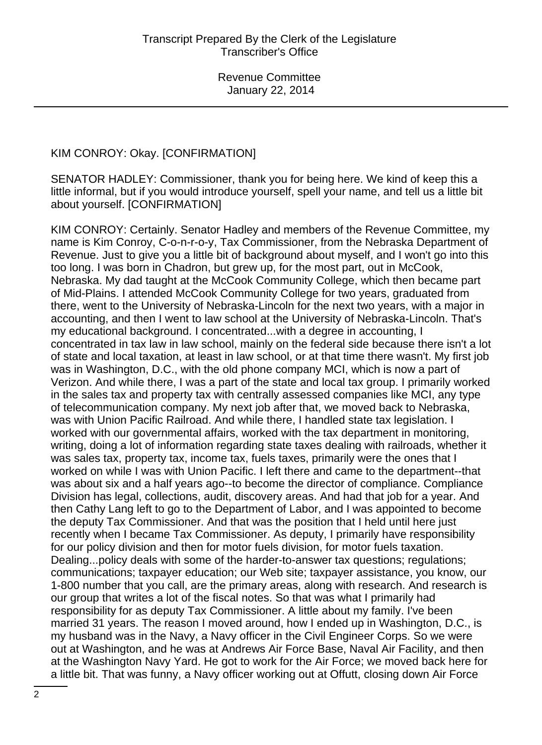KIM CONROY: Okay. [CONFIRMATION]

SENATOR HADLEY: Commissioner, thank you for being here. We kind of keep this a little informal, but if you would introduce yourself, spell your name, and tell us a little bit about yourself. [CONFIRMATION]

KIM CONROY: Certainly. Senator Hadley and members of the Revenue Committee, my name is Kim Conroy, C-o-n-r-o-y, Tax Commissioner, from the Nebraska Department of Revenue. Just to give you a little bit of background about myself, and I won't go into this too long. I was born in Chadron, but grew up, for the most part, out in McCook, Nebraska. My dad taught at the McCook Community College, which then became part of Mid-Plains. I attended McCook Community College for two years, graduated from there, went to the University of Nebraska-Lincoln for the next two years, with a major in accounting, and then I went to law school at the University of Nebraska-Lincoln. That's my educational background. I concentrated...with a degree in accounting, I concentrated in tax law in law school, mainly on the federal side because there isn't a lot of state and local taxation, at least in law school, or at that time there wasn't. My first job was in Washington, D.C., with the old phone company MCI, which is now a part of Verizon. And while there, I was a part of the state and local tax group. I primarily worked in the sales tax and property tax with centrally assessed companies like MCI, any type of telecommunication company. My next job after that, we moved back to Nebraska, was with Union Pacific Railroad. And while there, I handled state tax legislation. I worked with our governmental affairs, worked with the tax department in monitoring, writing, doing a lot of information regarding state taxes dealing with railroads, whether it was sales tax, property tax, income tax, fuels taxes, primarily were the ones that I worked on while I was with Union Pacific. I left there and came to the department--that was about six and a half years ago--to become the director of compliance. Compliance Division has legal, collections, audit, discovery areas. And had that job for a year. And then Cathy Lang left to go to the Department of Labor, and I was appointed to become the deputy Tax Commissioner. And that was the position that I held until here just recently when I became Tax Commissioner. As deputy, I primarily have responsibility for our policy division and then for motor fuels division, for motor fuels taxation. Dealing...policy deals with some of the harder-to-answer tax questions; regulations; communications; taxpayer education; our Web site; taxpayer assistance, you know, our 1-800 number that you call, are the primary areas, along with research. And research is our group that writes a lot of the fiscal notes. So that was what I primarily had responsibility for as deputy Tax Commissioner. A little about my family. I've been married 31 years. The reason I moved around, how I ended up in Washington, D.C., is my husband was in the Navy, a Navy officer in the Civil Engineer Corps. So we were out at Washington, and he was at Andrews Air Force Base, Naval Air Facility, and then at the Washington Navy Yard. He got to work for the Air Force; we moved back here for a little bit. That was funny, a Navy officer working out at Offutt, closing down Air Force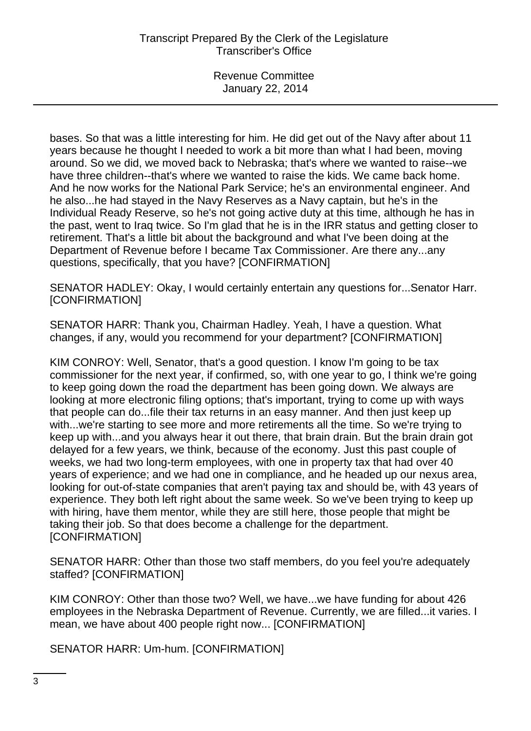bases. So that was a little interesting for him. He did get out of the Navy after about 11 years because he thought I needed to work a bit more than what I had been, moving around. So we did, we moved back to Nebraska; that's where we wanted to raise--we have three children--that's where we wanted to raise the kids. We came back home. And he now works for the National Park Service; he's an environmental engineer. And he also...he had stayed in the Navy Reserves as a Navy captain, but he's in the Individual Ready Reserve, so he's not going active duty at this time, although he has in the past, went to Iraq twice. So I'm glad that he is in the IRR status and getting closer to retirement. That's a little bit about the background and what I've been doing at the Department of Revenue before I became Tax Commissioner. Are there any...any questions, specifically, that you have? [CONFIRMATION]

SENATOR HADLEY: Okay, I would certainly entertain any questions for...Senator Harr. [CONFIRMATION]

SENATOR HARR: Thank you, Chairman Hadley. Yeah, I have a question. What changes, if any, would you recommend for your department? [CONFIRMATION]

KIM CONROY: Well, Senator, that's a good question. I know I'm going to be tax commissioner for the next year, if confirmed, so, with one year to go, I think we're going to keep going down the road the department has been going down. We always are looking at more electronic filing options; that's important, trying to come up with ways that people can do...file their tax returns in an easy manner. And then just keep up with...we're starting to see more and more retirements all the time. So we're trying to keep up with...and you always hear it out there, that brain drain. But the brain drain got delayed for a few years, we think, because of the economy. Just this past couple of weeks, we had two long-term employees, with one in property tax that had over 40 years of experience; and we had one in compliance, and he headed up our nexus area, looking for out-of-state companies that aren't paying tax and should be, with 43 years of experience. They both left right about the same week. So we've been trying to keep up with hiring, have them mentor, while they are still here, those people that might be taking their job. So that does become a challenge for the department. [CONFIRMATION]

SENATOR HARR: Other than those two staff members, do you feel you're adequately staffed? [CONFIRMATION]

KIM CONROY: Other than those two? Well, we have...we have funding for about 426 employees in the Nebraska Department of Revenue. Currently, we are filled...it varies. I mean, we have about 400 people right now... [CONFIRMATION]

SENATOR HARR: Um-hum. [CONFIRMATION]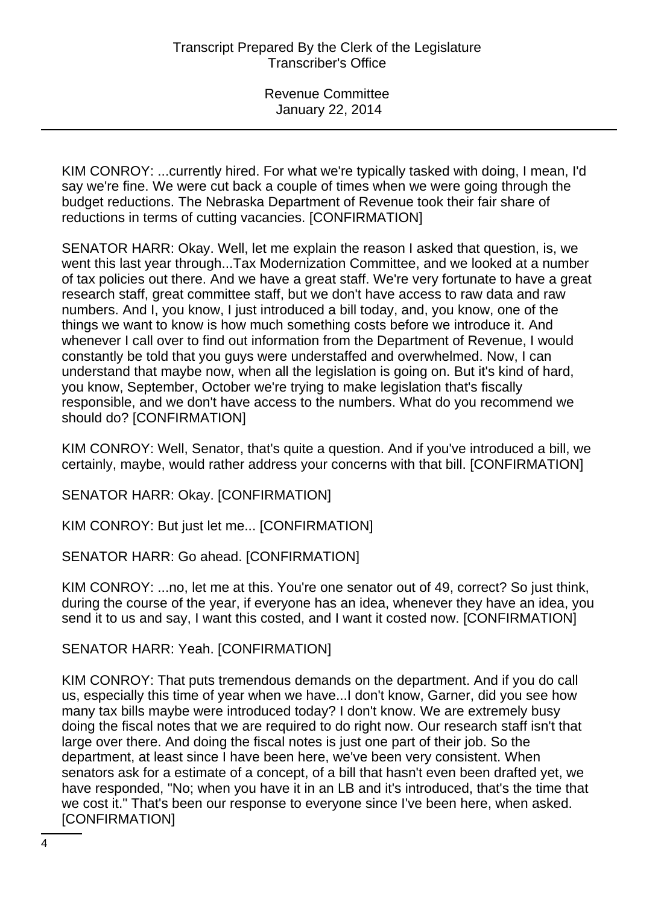KIM CONROY: ...currently hired. For what we're typically tasked with doing, I mean, I'd say we're fine. We were cut back a couple of times when we were going through the budget reductions. The Nebraska Department of Revenue took their fair share of reductions in terms of cutting vacancies. [CONFIRMATION]

SENATOR HARR: Okay. Well, let me explain the reason I asked that question, is, we went this last year through...Tax Modernization Committee, and we looked at a number of tax policies out there. And we have a great staff. We're very fortunate to have a great research staff, great committee staff, but we don't have access to raw data and raw numbers. And I, you know, I just introduced a bill today, and, you know, one of the things we want to know is how much something costs before we introduce it. And whenever I call over to find out information from the Department of Revenue, I would constantly be told that you guys were understaffed and overwhelmed. Now, I can understand that maybe now, when all the legislation is going on. But it's kind of hard, you know, September, October we're trying to make legislation that's fiscally responsible, and we don't have access to the numbers. What do you recommend we should do? [CONFIRMATION]

KIM CONROY: Well, Senator, that's quite a question. And if you've introduced a bill, we certainly, maybe, would rather address your concerns with that bill. [CONFIRMATION]

SENATOR HARR: Okay. [CONFIRMATION]

KIM CONROY: But just let me... [CONFIRMATION]

SENATOR HARR: Go ahead. [CONFIRMATION]

KIM CONROY: ...no, let me at this. You're one senator out of 49, correct? So just think, during the course of the year, if everyone has an idea, whenever they have an idea, you send it to us and say, I want this costed, and I want it costed now. [CONFIRMATION]

SENATOR HARR: Yeah. [CONFIRMATION]

KIM CONROY: That puts tremendous demands on the department. And if you do call us, especially this time of year when we have...I don't know, Garner, did you see how many tax bills maybe were introduced today? I don't know. We are extremely busy doing the fiscal notes that we are required to do right now. Our research staff isn't that large over there. And doing the fiscal notes is just one part of their job. So the department, at least since I have been here, we've been very consistent. When senators ask for a estimate of a concept, of a bill that hasn't even been drafted yet, we have responded, "No; when you have it in an LB and it's introduced, that's the time that we cost it." That's been our response to everyone since I've been here, when asked. [CONFIRMATION]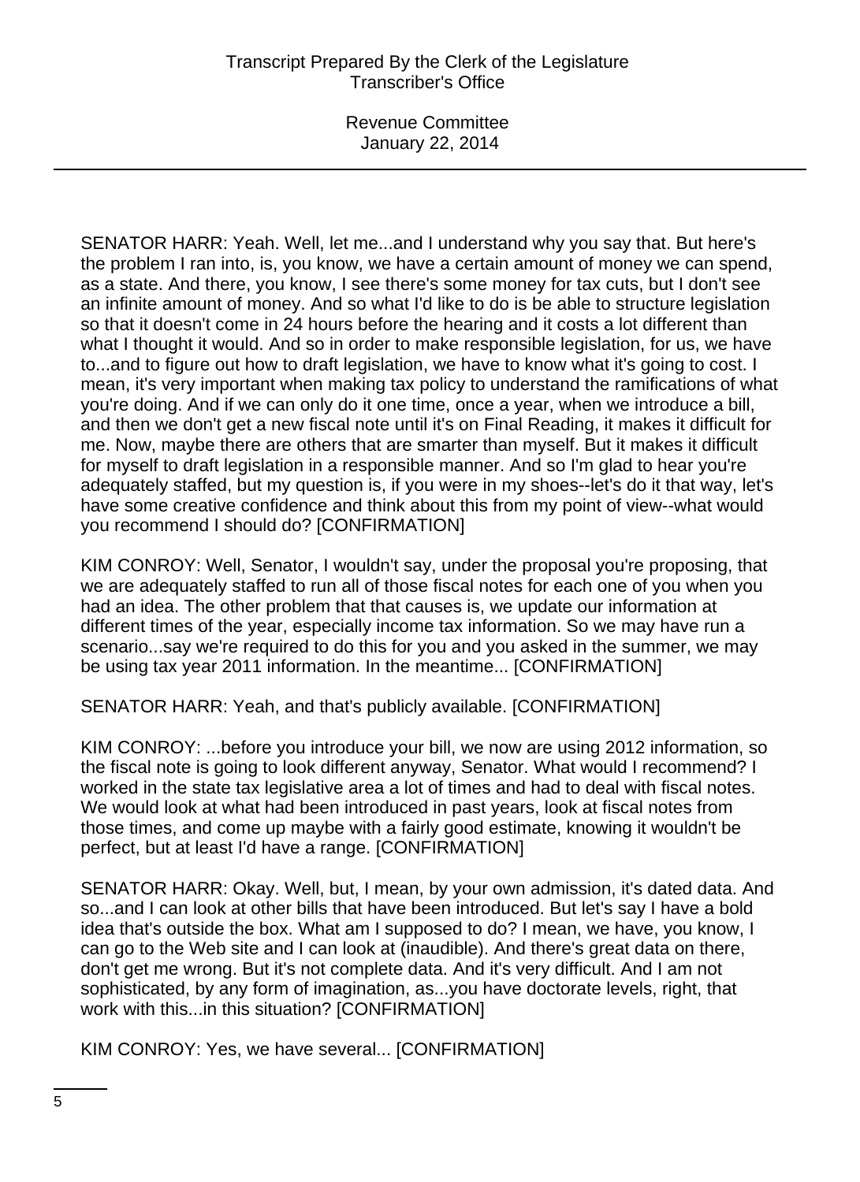SENATOR HARR: Yeah. Well, let me...and I understand why you say that. But here's the problem I ran into, is, you know, we have a certain amount of money we can spend, as a state. And there, you know, I see there's some money for tax cuts, but I don't see an infinite amount of money. And so what I'd like to do is be able to structure legislation so that it doesn't come in 24 hours before the hearing and it costs a lot different than what I thought it would. And so in order to make responsible legislation, for us, we have to...and to figure out how to draft legislation, we have to know what it's going to cost. I mean, it's very important when making tax policy to understand the ramifications of what you're doing. And if we can only do it one time, once a year, when we introduce a bill, and then we don't get a new fiscal note until it's on Final Reading, it makes it difficult for me. Now, maybe there are others that are smarter than myself. But it makes it difficult for myself to draft legislation in a responsible manner. And so I'm glad to hear you're adequately staffed, but my question is, if you were in my shoes--let's do it that way, let's have some creative confidence and think about this from my point of view--what would you recommend I should do? [CONFIRMATION]

KIM CONROY: Well, Senator, I wouldn't say, under the proposal you're proposing, that we are adequately staffed to run all of those fiscal notes for each one of you when you had an idea. The other problem that that causes is, we update our information at different times of the year, especially income tax information. So we may have run a scenario...say we're required to do this for you and you asked in the summer, we may be using tax year 2011 information. In the meantime... [CONFIRMATION]

SENATOR HARR: Yeah, and that's publicly available. [CONFIRMATION]

KIM CONROY: ...before you introduce your bill, we now are using 2012 information, so the fiscal note is going to look different anyway, Senator. What would I recommend? I worked in the state tax legislative area a lot of times and had to deal with fiscal notes. We would look at what had been introduced in past years, look at fiscal notes from those times, and come up maybe with a fairly good estimate, knowing it wouldn't be perfect, but at least I'd have a range. [CONFIRMATION]

SENATOR HARR: Okay. Well, but, I mean, by your own admission, it's dated data. And so...and I can look at other bills that have been introduced. But let's say I have a bold idea that's outside the box. What am I supposed to do? I mean, we have, you know, I can go to the Web site and I can look at (inaudible). And there's great data on there, don't get me wrong. But it's not complete data. And it's very difficult. And I am not sophisticated, by any form of imagination, as...you have doctorate levels, right, that work with this...in this situation? [CONFIRMATION]

KIM CONROY: Yes, we have several... [CONFIRMATION]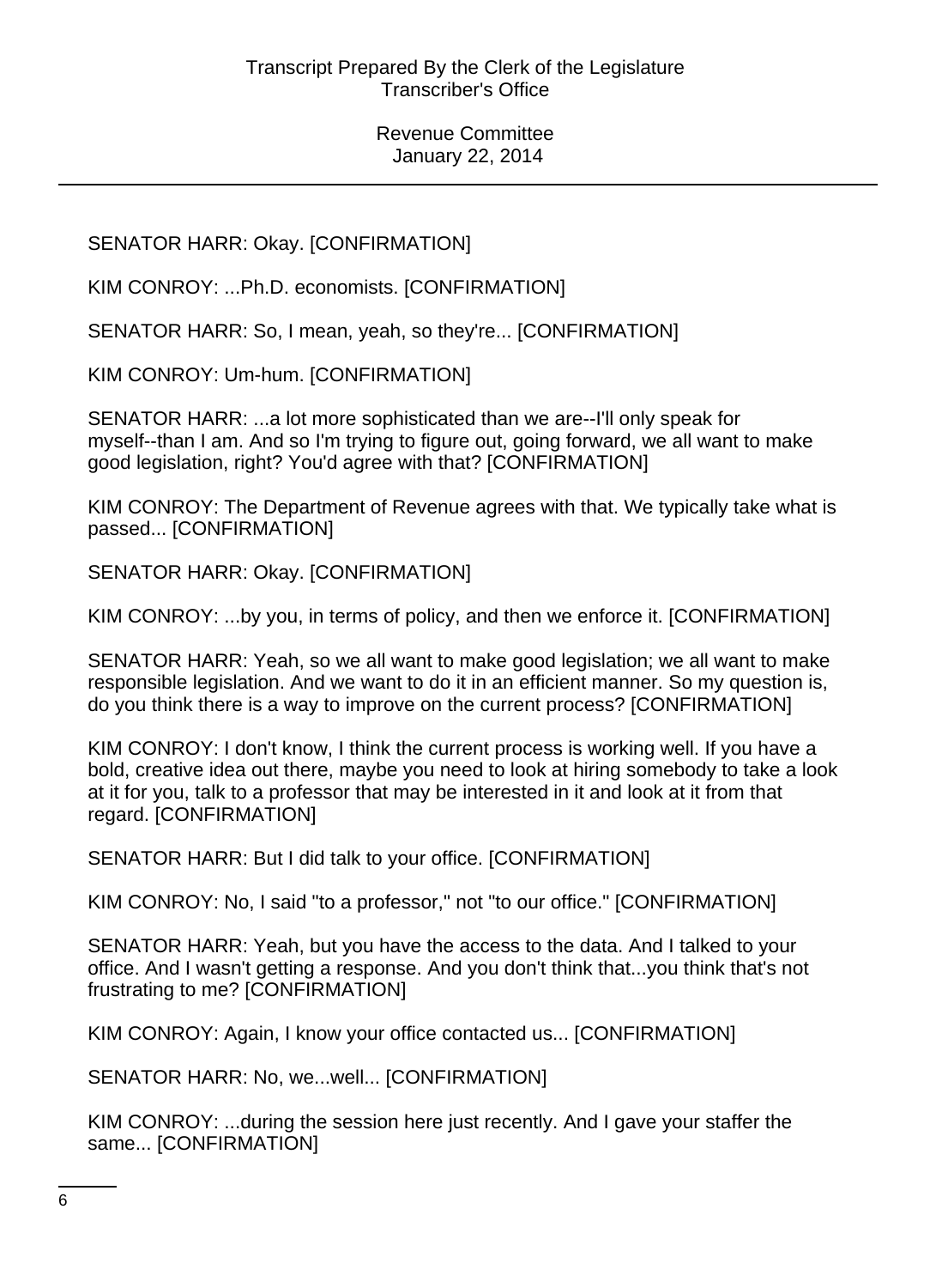SENATOR HARR: Okay. [CONFIRMATION]

KIM CONROY: ...Ph.D. economists. [CONFIRMATION]

SENATOR HARR: So, I mean, yeah, so they're... [CONFIRMATION]

KIM CONROY: Um-hum. [CONFIRMATION]

SENATOR HARR: ...a lot more sophisticated than we are--I'll only speak for myself--than I am. And so I'm trying to figure out, going forward, we all want to make good legislation, right? You'd agree with that? [CONFIRMATION]

KIM CONROY: The Department of Revenue agrees with that. We typically take what is passed... [CONFIRMATION]

SENATOR HARR: Okay. [CONFIRMATION]

KIM CONROY: ...by you, in terms of policy, and then we enforce it. [CONFIRMATION]

SENATOR HARR: Yeah, so we all want to make good legislation; we all want to make responsible legislation. And we want to do it in an efficient manner. So my question is, do you think there is a way to improve on the current process? [CONFIRMATION]

KIM CONROY: I don't know, I think the current process is working well. If you have a bold, creative idea out there, maybe you need to look at hiring somebody to take a look at it for you, talk to a professor that may be interested in it and look at it from that regard. [CONFIRMATION]

SENATOR HARR: But I did talk to your office. [CONFIRMATION]

KIM CONROY: No, I said "to a professor," not "to our office." [CONFIRMATION]

SENATOR HARR: Yeah, but you have the access to the data. And I talked to your office. And I wasn't getting a response. And you don't think that...you think that's not frustrating to me? [CONFIRMATION]

KIM CONROY: Again, I know your office contacted us... [CONFIRMATION]

SENATOR HARR: No, we...well... [CONFIRMATION]

KIM CONROY: ...during the session here just recently. And I gave your staffer the same... [CONFIRMATION]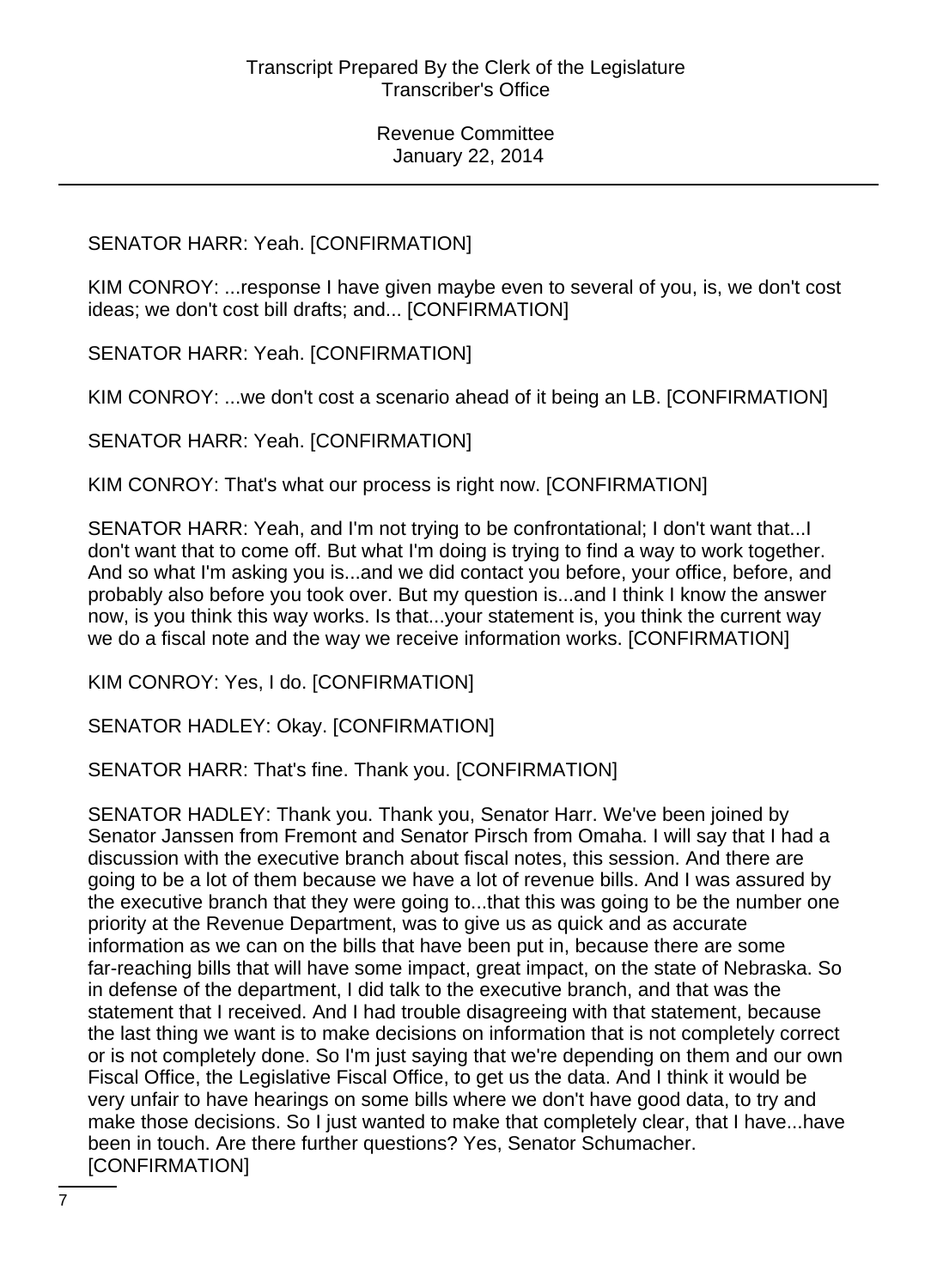SENATOR HARR: Yeah. [CONFIRMATION]

KIM CONROY: ...response I have given maybe even to several of you, is, we don't cost ideas; we don't cost bill drafts; and... [CONFIRMATION]

SENATOR HARR: Yeah. [CONFIRMATION]

KIM CONROY: ...we don't cost a scenario ahead of it being an LB. [CONFIRMATION]

SENATOR HARR: Yeah. [CONFIRMATION]

KIM CONROY: That's what our process is right now. [CONFIRMATION]

SENATOR HARR: Yeah, and I'm not trying to be confrontational; I don't want that...I don't want that to come off. But what I'm doing is trying to find a way to work together. And so what I'm asking you is...and we did contact you before, your office, before, and probably also before you took over. But my question is...and I think I know the answer now, is you think this way works. Is that...your statement is, you think the current way we do a fiscal note and the way we receive information works. [CONFIRMATION]

KIM CONROY: Yes, I do. [CONFIRMATION]

SENATOR HADLEY: Okay. [CONFIRMATION]

SENATOR HARR: That's fine. Thank you. [CONFIRMATION]

SENATOR HADLEY: Thank you. Thank you, Senator Harr. We've been joined by Senator Janssen from Fremont and Senator Pirsch from Omaha. I will say that I had a discussion with the executive branch about fiscal notes, this session. And there are going to be a lot of them because we have a lot of revenue bills. And I was assured by the executive branch that they were going to...that this was going to be the number one priority at the Revenue Department, was to give us as quick and as accurate information as we can on the bills that have been put in, because there are some far-reaching bills that will have some impact, great impact, on the state of Nebraska. So in defense of the department, I did talk to the executive branch, and that was the statement that I received. And I had trouble disagreeing with that statement, because the last thing we want is to make decisions on information that is not completely correct or is not completely done. So I'm just saying that we're depending on them and our own Fiscal Office, the Legislative Fiscal Office, to get us the data. And I think it would be very unfair to have hearings on some bills where we don't have good data, to try and make those decisions. So I just wanted to make that completely clear, that I have...have been in touch. Are there further questions? Yes, Senator Schumacher. [CONFIRMATION]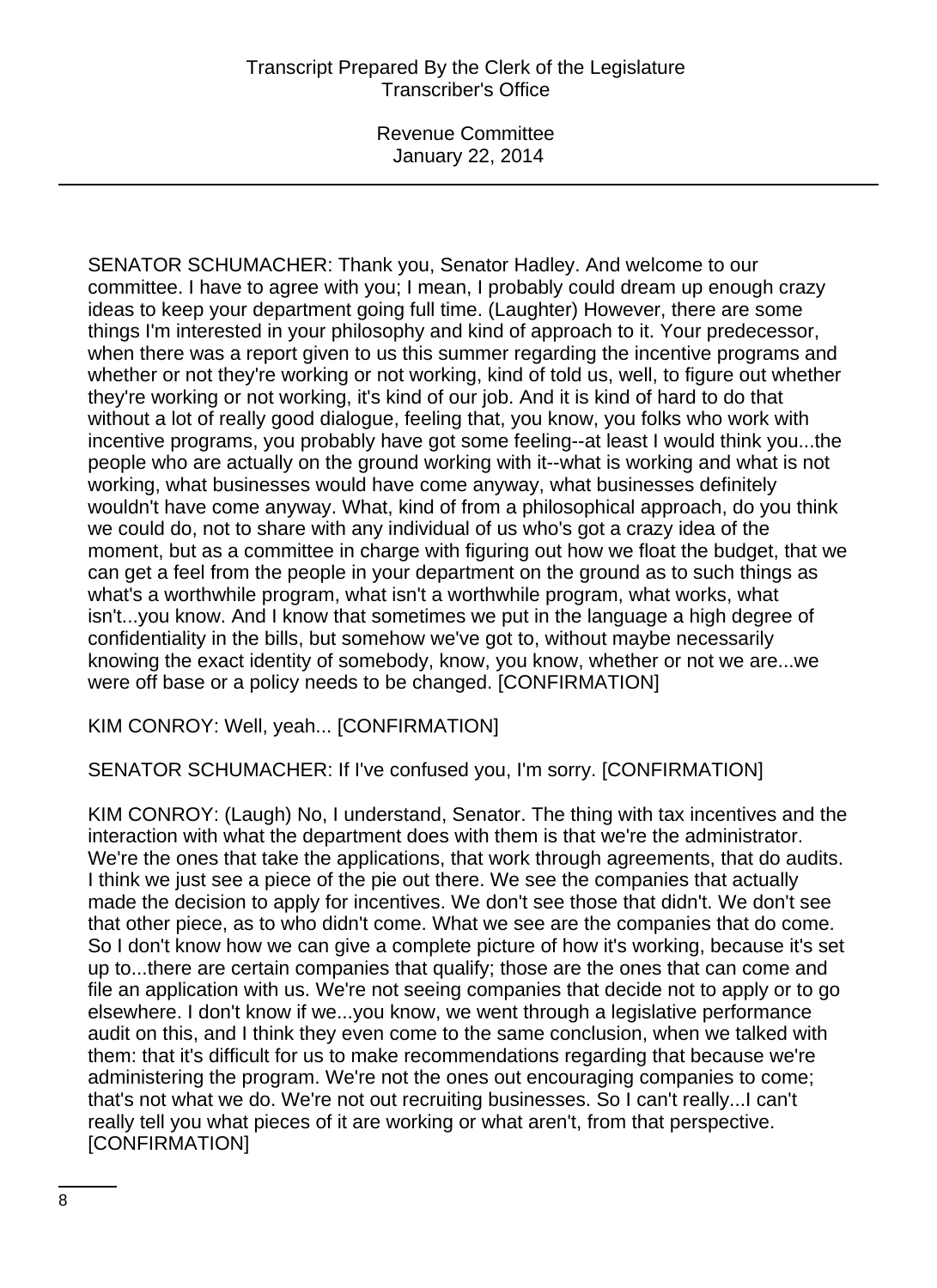SENATOR SCHUMACHER: Thank you, Senator Hadley. And welcome to our committee. I have to agree with you; I mean, I probably could dream up enough crazy ideas to keep your department going full time. (Laughter) However, there are some things I'm interested in your philosophy and kind of approach to it. Your predecessor, when there was a report given to us this summer regarding the incentive programs and whether or not they're working or not working, kind of told us, well, to figure out whether they're working or not working, it's kind of our job. And it is kind of hard to do that without a lot of really good dialogue, feeling that, you know, you folks who work with incentive programs, you probably have got some feeling--at least I would think you...the people who are actually on the ground working with it--what is working and what is not working, what businesses would have come anyway, what businesses definitely wouldn't have come anyway. What, kind of from a philosophical approach, do you think we could do, not to share with any individual of us who's got a crazy idea of the moment, but as a committee in charge with figuring out how we float the budget, that we can get a feel from the people in your department on the ground as to such things as what's a worthwhile program, what isn't a worthwhile program, what works, what isn't...you know. And I know that sometimes we put in the language a high degree of confidentiality in the bills, but somehow we've got to, without maybe necessarily knowing the exact identity of somebody, know, you know, whether or not we are...we were off base or a policy needs to be changed. [CONFIRMATION]

KIM CONROY: Well, yeah... [CONFIRMATION]

SENATOR SCHUMACHER: If I've confused you, I'm sorry. [CONFIRMATION]

KIM CONROY: (Laugh) No, I understand, Senator. The thing with tax incentives and the interaction with what the department does with them is that we're the administrator. We're the ones that take the applications, that work through agreements, that do audits. I think we just see a piece of the pie out there. We see the companies that actually made the decision to apply for incentives. We don't see those that didn't. We don't see that other piece, as to who didn't come. What we see are the companies that do come. So I don't know how we can give a complete picture of how it's working, because it's set up to...there are certain companies that qualify; those are the ones that can come and file an application with us. We're not seeing companies that decide not to apply or to go elsewhere. I don't know if we...you know, we went through a legislative performance audit on this, and I think they even come to the same conclusion, when we talked with them: that it's difficult for us to make recommendations regarding that because we're administering the program. We're not the ones out encouraging companies to come; that's not what we do. We're not out recruiting businesses. So I can't really...I can't really tell you what pieces of it are working or what aren't, from that perspective. [CONFIRMATION]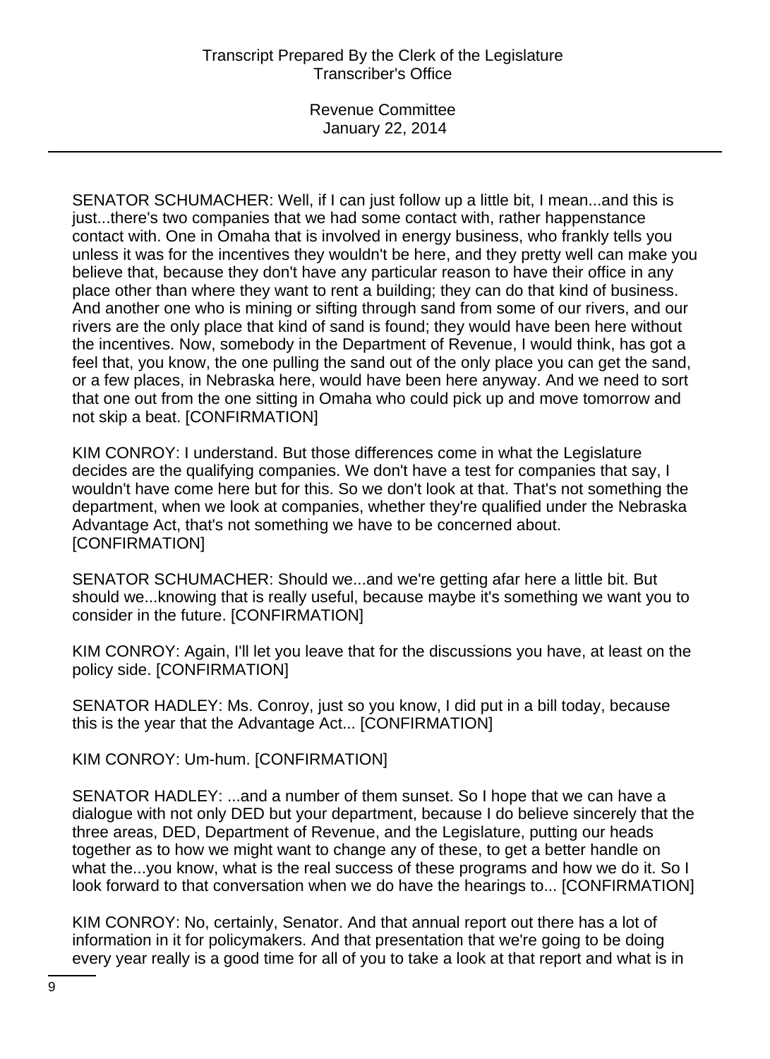SENATOR SCHUMACHER: Well, if I can just follow up a little bit, I mean...and this is just...there's two companies that we had some contact with, rather happenstance contact with. One in Omaha that is involved in energy business, who frankly tells you unless it was for the incentives they wouldn't be here, and they pretty well can make you believe that, because they don't have any particular reason to have their office in any place other than where they want to rent a building; they can do that kind of business. And another one who is mining or sifting through sand from some of our rivers, and our rivers are the only place that kind of sand is found; they would have been here without the incentives. Now, somebody in the Department of Revenue, I would think, has got a feel that, you know, the one pulling the sand out of the only place you can get the sand, or a few places, in Nebraska here, would have been here anyway. And we need to sort that one out from the one sitting in Omaha who could pick up and move tomorrow and not skip a beat. [CONFIRMATION]

KIM CONROY: I understand. But those differences come in what the Legislature decides are the qualifying companies. We don't have a test for companies that say, I wouldn't have come here but for this. So we don't look at that. That's not something the department, when we look at companies, whether they're qualified under the Nebraska Advantage Act, that's not something we have to be concerned about. [CONFIRMATION]

SENATOR SCHUMACHER: Should we...and we're getting afar here a little bit. But should we...knowing that is really useful, because maybe it's something we want you to consider in the future. [CONFIRMATION]

KIM CONROY: Again, I'll let you leave that for the discussions you have, at least on the policy side. [CONFIRMATION]

SENATOR HADLEY: Ms. Conroy, just so you know, I did put in a bill today, because this is the year that the Advantage Act... [CONFIRMATION]

KIM CONROY: Um-hum. [CONFIRMATION]

SENATOR HADLEY: ...and a number of them sunset. So I hope that we can have a dialogue with not only DED but your department, because I do believe sincerely that the three areas, DED, Department of Revenue, and the Legislature, putting our heads together as to how we might want to change any of these, to get a better handle on what the...you know, what is the real success of these programs and how we do it. So I look forward to that conversation when we do have the hearings to... [CONFIRMATION]

KIM CONROY: No, certainly, Senator. And that annual report out there has a lot of information in it for policymakers. And that presentation that we're going to be doing every year really is a good time for all of you to take a look at that report and what is in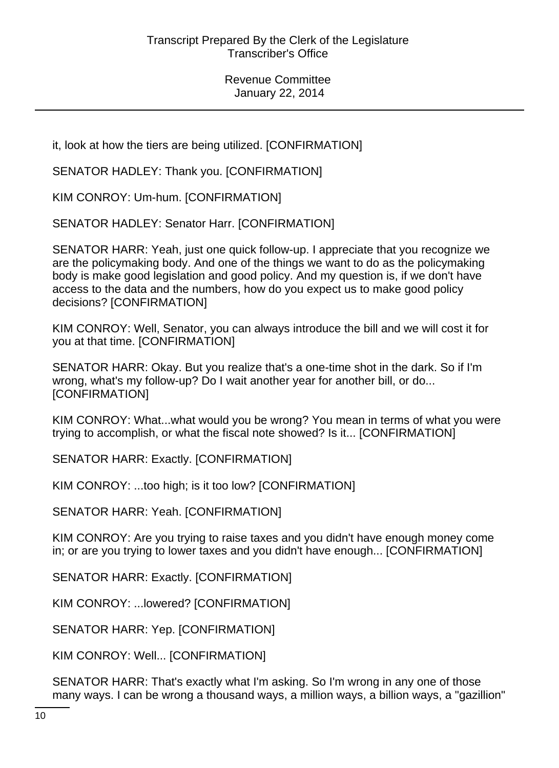it, look at how the tiers are being utilized. [CONFIRMATION]

SENATOR HADLEY: Thank you. [CONFIRMATION]

KIM CONROY: Um-hum. [CONFIRMATION]

SENATOR HADLEY: Senator Harr. [CONFIRMATION]

SENATOR HARR: Yeah, just one quick follow-up. I appreciate that you recognize we are the policymaking body. And one of the things we want to do as the policymaking body is make good legislation and good policy. And my question is, if we don't have access to the data and the numbers, how do you expect us to make good policy decisions? [CONFIRMATION]

KIM CONROY: Well, Senator, you can always introduce the bill and we will cost it for you at that time. [CONFIRMATION]

SENATOR HARR: Okay. But you realize that's a one-time shot in the dark. So if I'm wrong, what's my follow-up? Do I wait another year for another bill, or do... [CONFIRMATION]

KIM CONROY: What...what would you be wrong? You mean in terms of what you were trying to accomplish, or what the fiscal note showed? Is it... [CONFIRMATION]

SENATOR HARR: Exactly. [CONFIRMATION]

KIM CONROY: ...too high; is it too low? [CONFIRMATION]

SENATOR HARR: Yeah. [CONFIRMATION]

KIM CONROY: Are you trying to raise taxes and you didn't have enough money come in; or are you trying to lower taxes and you didn't have enough... [CONFIRMATION]

SENATOR HARR: Exactly. [CONFIRMATION]

KIM CONROY: ...lowered? [CONFIRMATION]

SENATOR HARR: Yep. [CONFIRMATION]

KIM CONROY: Well... [CONFIRMATION]

SENATOR HARR: That's exactly what I'm asking. So I'm wrong in any one of those many ways. I can be wrong a thousand ways, a million ways, a billion ways, a "gazillion"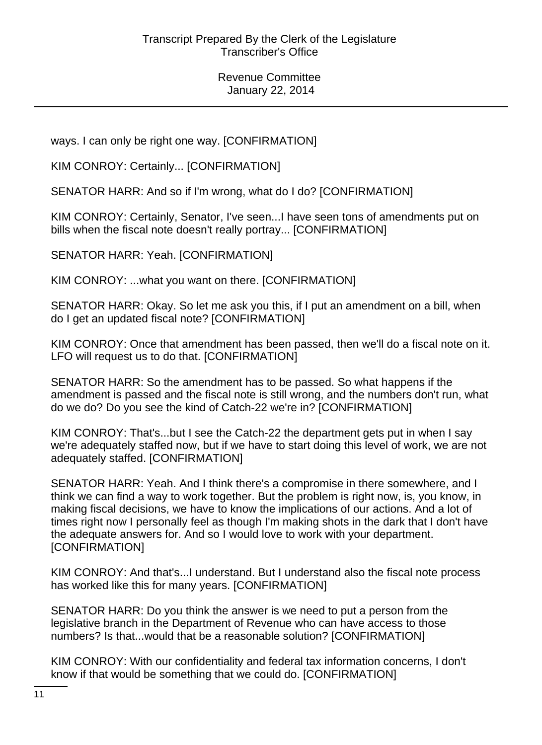ways. I can only be right one way. [CONFIRMATION]

KIM CONROY: Certainly... [CONFIRMATION]

SENATOR HARR: And so if I'm wrong, what do I do? [CONFIRMATION]

KIM CONROY: Certainly, Senator, I've seen...I have seen tons of amendments put on bills when the fiscal note doesn't really portray... [CONFIRMATION]

SENATOR HARR: Yeah. [CONFIRMATION]

KIM CONROY: ...what you want on there. [CONFIRMATION]

SENATOR HARR: Okay. So let me ask you this, if I put an amendment on a bill, when do I get an updated fiscal note? [CONFIRMATION]

KIM CONROY: Once that amendment has been passed, then we'll do a fiscal note on it. LFO will request us to do that. [CONFIRMATION]

SENATOR HARR: So the amendment has to be passed. So what happens if the amendment is passed and the fiscal note is still wrong, and the numbers don't run, what do we do? Do you see the kind of Catch-22 we're in? [CONFIRMATION]

KIM CONROY: That's...but I see the Catch-22 the department gets put in when I say we're adequately staffed now, but if we have to start doing this level of work, we are not adequately staffed. [CONFIRMATION]

SENATOR HARR: Yeah. And I think there's a compromise in there somewhere, and I think we can find a way to work together. But the problem is right now, is, you know, in making fiscal decisions, we have to know the implications of our actions. And a lot of times right now I personally feel as though I'm making shots in the dark that I don't have the adequate answers for. And so I would love to work with your department. [CONFIRMATION]

KIM CONROY: And that's...I understand. But I understand also the fiscal note process has worked like this for many years. [CONFIRMATION]

SENATOR HARR: Do you think the answer is we need to put a person from the legislative branch in the Department of Revenue who can have access to those numbers? Is that...would that be a reasonable solution? [CONFIRMATION]

KIM CONROY: With our confidentiality and federal tax information concerns, I don't know if that would be something that we could do. [CONFIRMATION]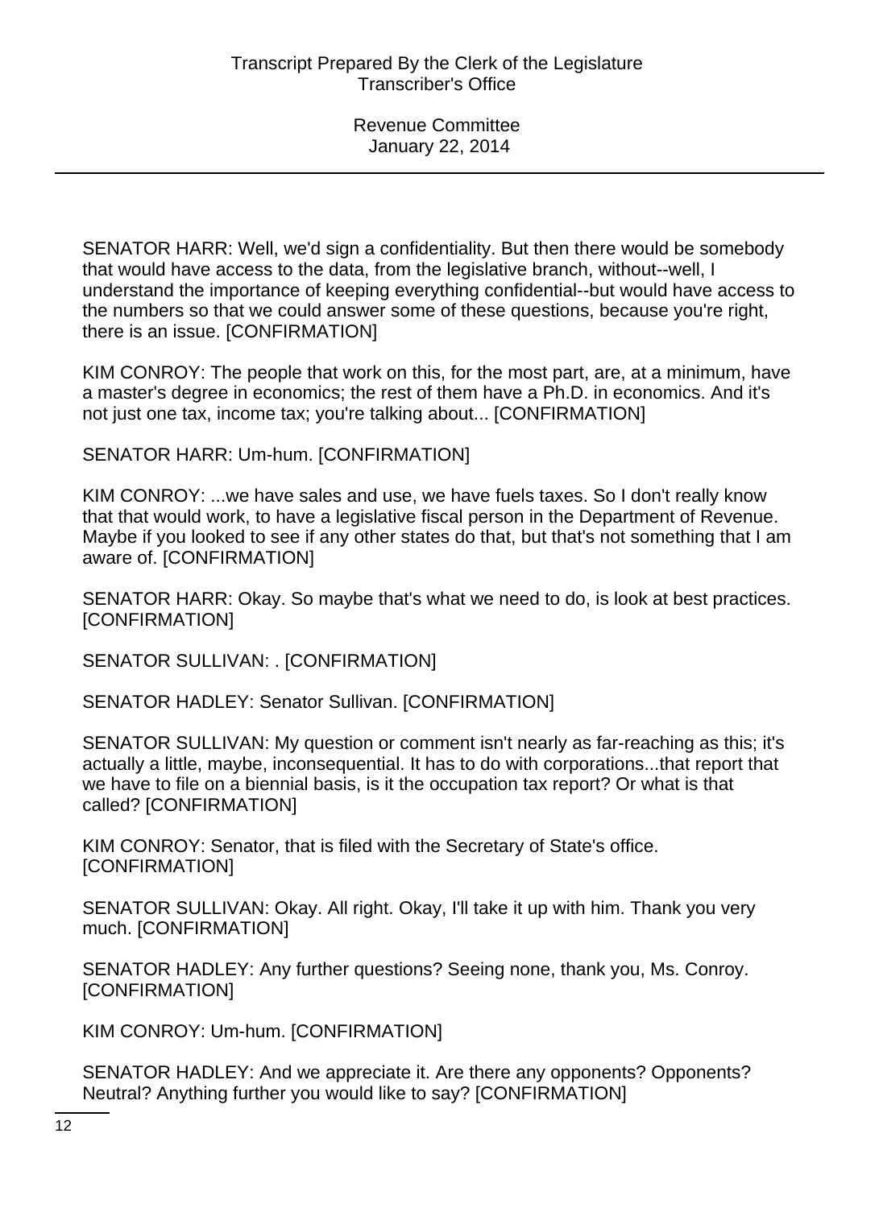SENATOR HARR: Well, we'd sign a confidentiality. But then there would be somebody that would have access to the data, from the legislative branch, without--well, I understand the importance of keeping everything confidential--but would have access to the numbers so that we could answer some of these questions, because you're right, there is an issue. [CONFIRMATION]

KIM CONROY: The people that work on this, for the most part, are, at a minimum, have a master's degree in economics; the rest of them have a Ph.D. in economics. And it's not just one tax, income tax; you're talking about... [CONFIRMATION]

SENATOR HARR: Um-hum. [CONFIRMATION]

KIM CONROY: ...we have sales and use, we have fuels taxes. So I don't really know that that would work, to have a legislative fiscal person in the Department of Revenue. Maybe if you looked to see if any other states do that, but that's not something that I am aware of. [CONFIRMATION]

SENATOR HARR: Okay. So maybe that's what we need to do, is look at best practices. [CONFIRMATION]

SENATOR SULLIVAN: . [CONFIRMATION]

SENATOR HADLEY: Senator Sullivan. [CONFIRMATION]

SENATOR SULLIVAN: My question or comment isn't nearly as far-reaching as this; it's actually a little, maybe, inconsequential. It has to do with corporations...that report that we have to file on a biennial basis, is it the occupation tax report? Or what is that called? [CONFIRMATION]

KIM CONROY: Senator, that is filed with the Secretary of State's office. [CONFIRMATION]

SENATOR SULLIVAN: Okay. All right. Okay, I'll take it up with him. Thank you very much. [CONFIRMATION]

SENATOR HADLEY: Any further questions? Seeing none, thank you, Ms. Conroy. [CONFIRMATION]

KIM CONROY: Um-hum. [CONFIRMATION]

SENATOR HADLEY: And we appreciate it. Are there any opponents? Opponents? Neutral? Anything further you would like to say? [CONFIRMATION]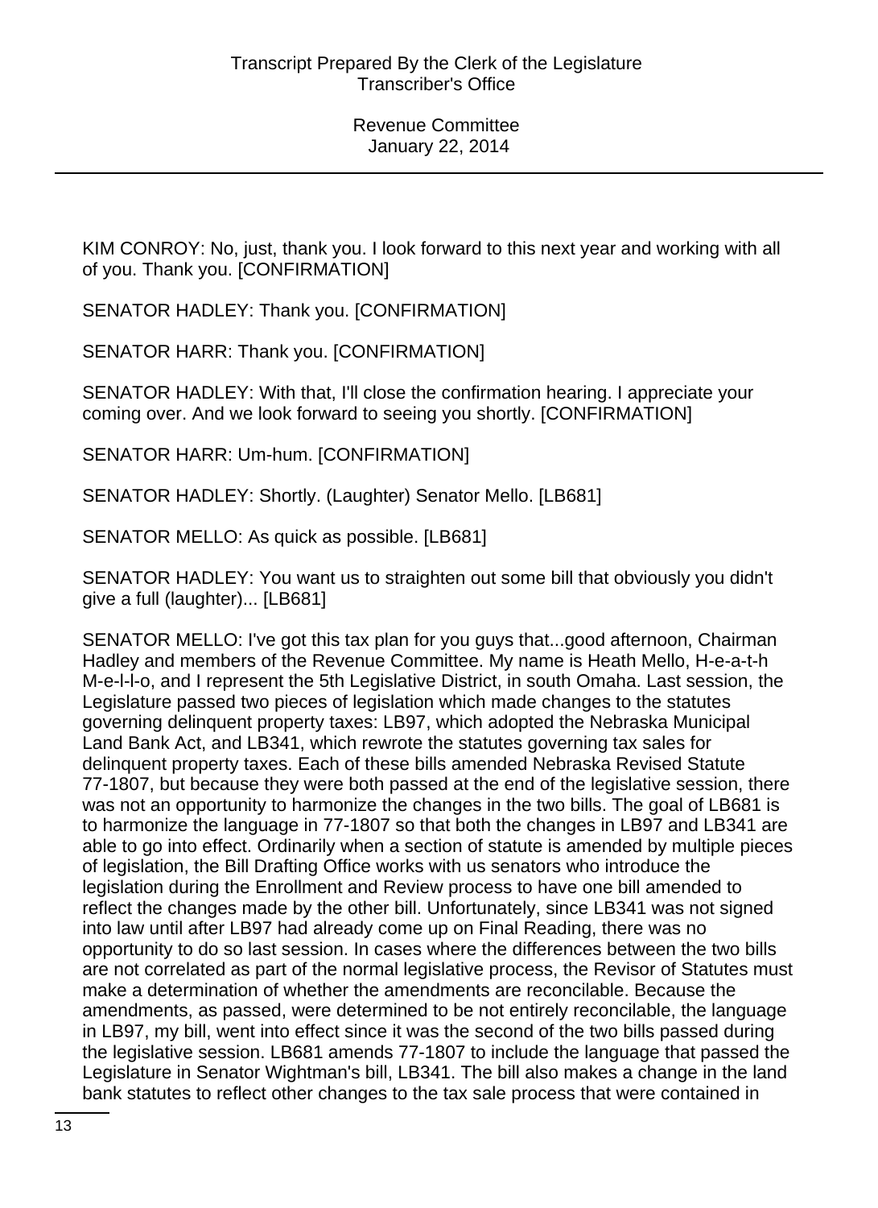KIM CONROY: No, just, thank you. I look forward to this next year and working with all of you. Thank you. [CONFIRMATION]

SENATOR HADLEY: Thank you. [CONFIRMATION]

SENATOR HARR: Thank you. [CONFIRMATION]

SENATOR HADLEY: With that, I'll close the confirmation hearing. I appreciate your coming over. And we look forward to seeing you shortly. [CONFIRMATION]

SENATOR HARR: Um-hum. [CONFIRMATION]

SENATOR HADLEY: Shortly. (Laughter) Senator Mello. [LB681]

SENATOR MELLO: As quick as possible. [LB681]

SENATOR HADLEY: You want us to straighten out some bill that obviously you didn't give a full (laughter)... [LB681]

SENATOR MELLO: I've got this tax plan for you guys that...good afternoon, Chairman Hadley and members of the Revenue Committee. My name is Heath Mello, H-e-a-t-h M-e-l-l-o, and I represent the 5th Legislative District, in south Omaha. Last session, the Legislature passed two pieces of legislation which made changes to the statutes governing delinquent property taxes: LB97, which adopted the Nebraska Municipal Land Bank Act, and LB341, which rewrote the statutes governing tax sales for delinquent property taxes. Each of these bills amended Nebraska Revised Statute 77-1807, but because they were both passed at the end of the legislative session, there was not an opportunity to harmonize the changes in the two bills. The goal of LB681 is to harmonize the language in 77-1807 so that both the changes in LB97 and LB341 are able to go into effect. Ordinarily when a section of statute is amended by multiple pieces of legislation, the Bill Drafting Office works with us senators who introduce the legislation during the Enrollment and Review process to have one bill amended to reflect the changes made by the other bill. Unfortunately, since LB341 was not signed into law until after LB97 had already come up on Final Reading, there was no opportunity to do so last session. In cases where the differences between the two bills are not correlated as part of the normal legislative process, the Revisor of Statutes must make a determination of whether the amendments are reconcilable. Because the amendments, as passed, were determined to be not entirely reconcilable, the language in LB97, my bill, went into effect since it was the second of the two bills passed during the legislative session. LB681 amends 77-1807 to include the language that passed the Legislature in Senator Wightman's bill, LB341. The bill also makes a change in the land bank statutes to reflect other changes to the tax sale process that were contained in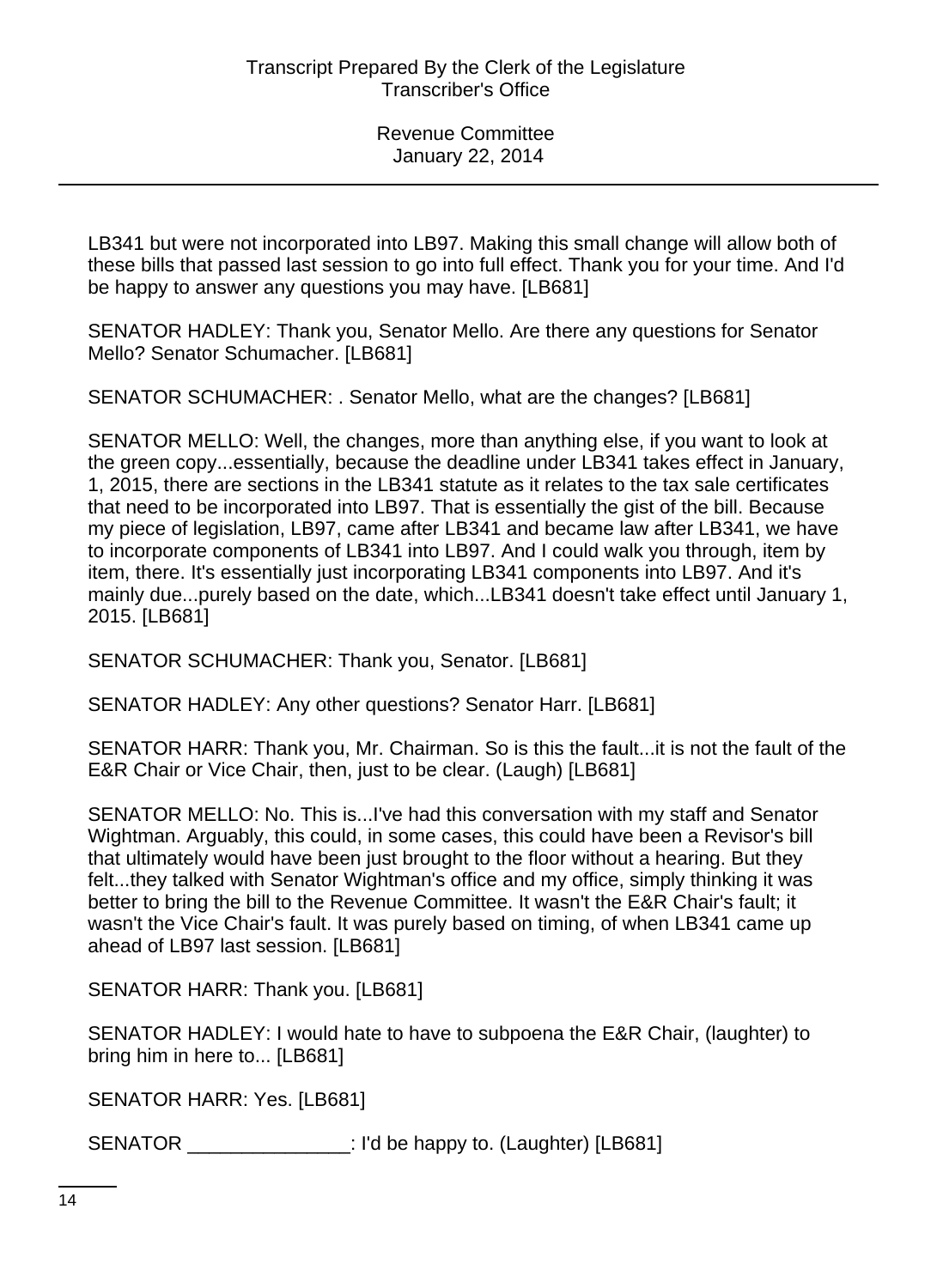LB341 but were not incorporated into LB97. Making this small change will allow both of these bills that passed last session to go into full effect. Thank you for your time. And I'd be happy to answer any questions you may have. [LB681]

SENATOR HADLEY: Thank you, Senator Mello. Are there any questions for Senator Mello? Senator Schumacher. [LB681]

SENATOR SCHUMACHER: . Senator Mello, what are the changes? [LB681]

SENATOR MELLO: Well, the changes, more than anything else, if you want to look at the green copy...essentially, because the deadline under LB341 takes effect in January, 1, 2015, there are sections in the LB341 statute as it relates to the tax sale certificates that need to be incorporated into LB97. That is essentially the gist of the bill. Because my piece of legislation, LB97, came after LB341 and became law after LB341, we have to incorporate components of LB341 into LB97. And I could walk you through, item by item, there. It's essentially just incorporating LB341 components into LB97. And it's mainly due...purely based on the date, which...LB341 doesn't take effect until January 1, 2015. [LB681]

SENATOR SCHUMACHER: Thank you, Senator. [LB681]

SENATOR HADLEY: Any other questions? Senator Harr. [LB681]

SENATOR HARR: Thank you, Mr. Chairman. So is this the fault...it is not the fault of the E&R Chair or Vice Chair, then, just to be clear. (Laugh) [LB681]

SENATOR MELLO: No. This is...I've had this conversation with my staff and Senator Wightman. Arguably, this could, in some cases, this could have been a Revisor's bill that ultimately would have been just brought to the floor without a hearing. But they felt...they talked with Senator Wightman's office and my office, simply thinking it was better to bring the bill to the Revenue Committee. It wasn't the E&R Chair's fault; it wasn't the Vice Chair's fault. It was purely based on timing, of when LB341 came up ahead of LB97 last session. [LB681]

SENATOR HARR: Thank you. [LB681]

SENATOR HADLEY: I would hate to have to subpoena the E&R Chair, (laughter) to bring him in here to... [LB681]

SENATOR HARR: Yes. [LB681]

SENATOR _______________: I'd be happy to. (Laughter) [LB681]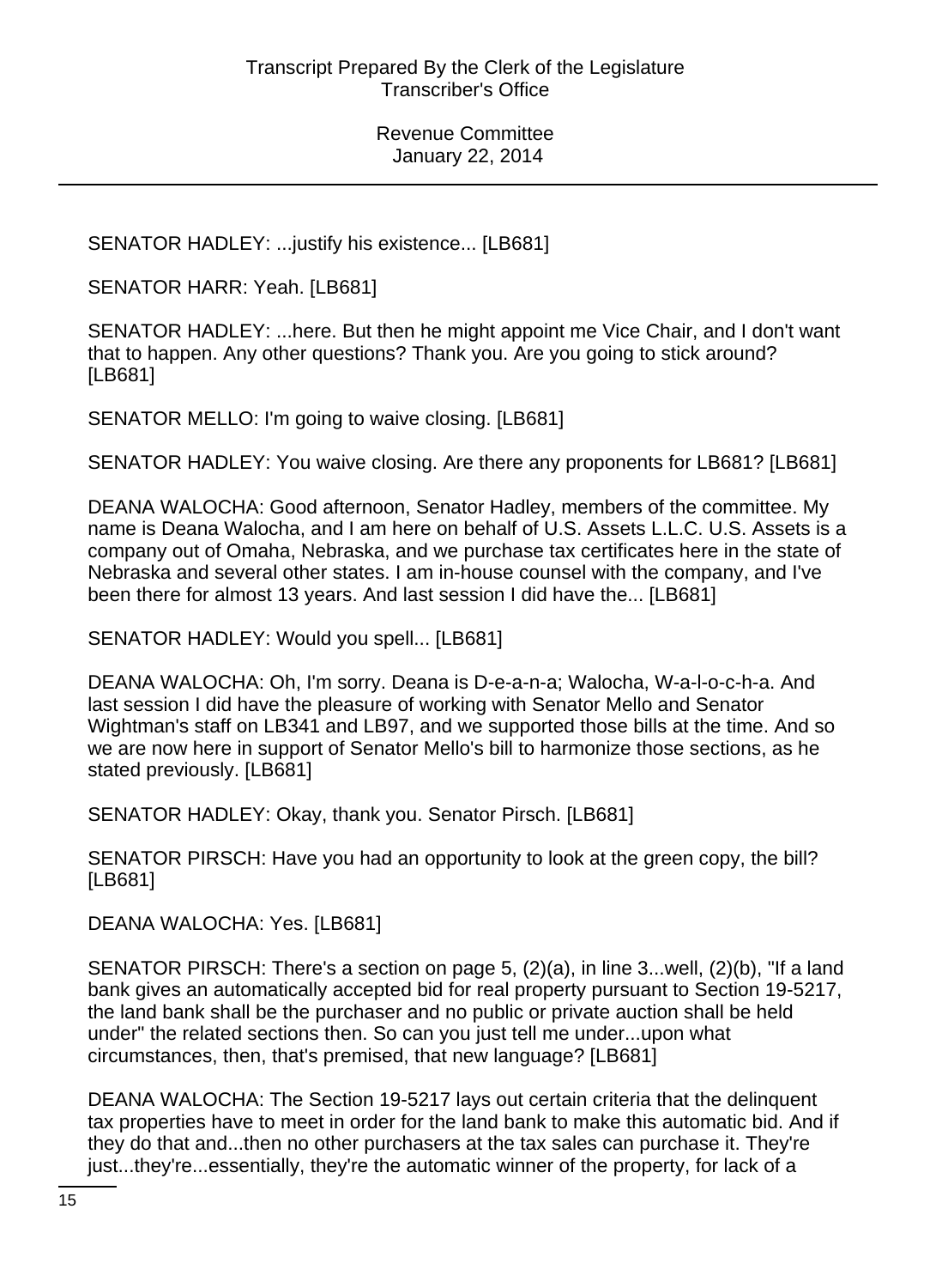SENATOR HADLEY: ...justify his existence... [LB681]

SENATOR HARR: Yeah. [LB681]

SENATOR HADLEY: ...here. But then he might appoint me Vice Chair, and I don't want that to happen. Any other questions? Thank you. Are you going to stick around? [LB681]

SENATOR MELLO: I'm going to waive closing. [LB681]

SENATOR HADLEY: You waive closing. Are there any proponents for LB681? [LB681]

DEANA WALOCHA: Good afternoon, Senator Hadley, members of the committee. My name is Deana Walocha, and I am here on behalf of U.S. Assets L.L.C. U.S. Assets is a company out of Omaha, Nebraska, and we purchase tax certificates here in the state of Nebraska and several other states. I am in-house counsel with the company, and I've been there for almost 13 years. And last session I did have the... [LB681]

SENATOR HADLEY: Would you spell... [LB681]

DEANA WALOCHA: Oh, I'm sorry. Deana is D-e-a-n-a; Walocha, W-a-l-o-c-h-a. And last session I did have the pleasure of working with Senator Mello and Senator Wightman's staff on LB341 and LB97, and we supported those bills at the time. And so we are now here in support of Senator Mello's bill to harmonize those sections, as he stated previously. [LB681]

SENATOR HADLEY: Okay, thank you. Senator Pirsch. [LB681]

SENATOR PIRSCH: Have you had an opportunity to look at the green copy, the bill? [LB681]

DEANA WALOCHA: Yes. [LB681]

SENATOR PIRSCH: There's a section on page 5, (2)(a), in line 3...well, (2)(b), "If a land bank gives an automatically accepted bid for real property pursuant to Section 19-5217, the land bank shall be the purchaser and no public or private auction shall be held under" the related sections then. So can you just tell me under...upon what circumstances, then, that's premised, that new language? [LB681]

DEANA WALOCHA: The Section 19-5217 lays out certain criteria that the delinquent tax properties have to meet in order for the land bank to make this automatic bid. And if they do that and...then no other purchasers at the tax sales can purchase it. They're just...they're...essentially, they're the automatic winner of the property, for lack of a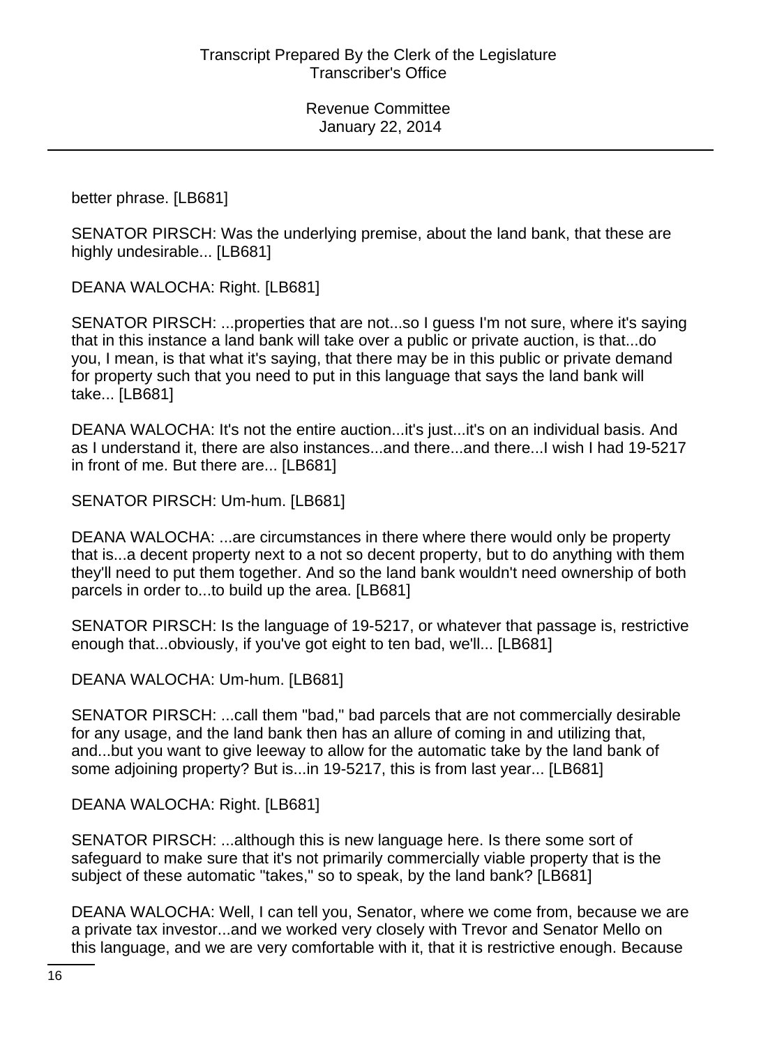better phrase. [LB681]

SENATOR PIRSCH: Was the underlying premise, about the land bank, that these are highly undesirable... [LB681]

DEANA WALOCHA: Right. [LB681]

SENATOR PIRSCH: ...properties that are not...so I guess I'm not sure, where it's saying that in this instance a land bank will take over a public or private auction, is that...do you, I mean, is that what it's saying, that there may be in this public or private demand for property such that you need to put in this language that says the land bank will take... [LB681]

DEANA WALOCHA: It's not the entire auction...it's just...it's on an individual basis. And as I understand it, there are also instances...and there...and there...I wish I had 19-5217 in front of me. But there are... [LB681]

SENATOR PIRSCH: Um-hum. [LB681]

DEANA WALOCHA: ...are circumstances in there where there would only be property that is...a decent property next to a not so decent property, but to do anything with them they'll need to put them together. And so the land bank wouldn't need ownership of both parcels in order to...to build up the area. [LB681]

SENATOR PIRSCH: Is the language of 19-5217, or whatever that passage is, restrictive enough that...obviously, if you've got eight to ten bad, we'll... [LB681]

DEANA WALOCHA: Um-hum. [LB681]

SENATOR PIRSCH: ...call them "bad," bad parcels that are not commercially desirable for any usage, and the land bank then has an allure of coming in and utilizing that, and...but you want to give leeway to allow for the automatic take by the land bank of some adjoining property? But is...in 19-5217, this is from last year... [LB681]

DEANA WALOCHA: Right. [LB681]

SENATOR PIRSCH: ...although this is new language here. Is there some sort of safeguard to make sure that it's not primarily commercially viable property that is the subject of these automatic "takes," so to speak, by the land bank? [LB681]

DEANA WALOCHA: Well, I can tell you, Senator, where we come from, because we are a private tax investor...and we worked very closely with Trevor and Senator Mello on this language, and we are very comfortable with it, that it is restrictive enough. Because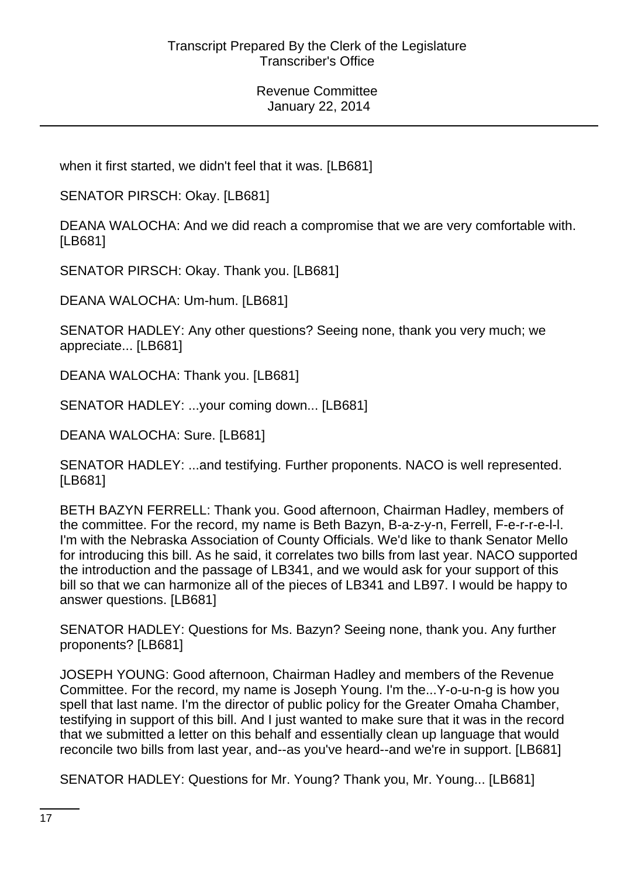when it first started, we didn't feel that it was. [LB681]

SENATOR PIRSCH: Okay. [LB681]

DEANA WALOCHA: And we did reach a compromise that we are very comfortable with. [LB681]

SENATOR PIRSCH: Okay. Thank you. [LB681]

DEANA WALOCHA: Um-hum. [LB681]

SENATOR HADLEY: Any other questions? Seeing none, thank you very much; we appreciate... [LB681]

DEANA WALOCHA: Thank you. [LB681]

SENATOR HADLEY: ...your coming down... [LB681]

DEANA WALOCHA: Sure. [LB681]

SENATOR HADLEY: ...and testifying. Further proponents. NACO is well represented. [LB681]

BETH BAZYN FERRELL: Thank you. Good afternoon, Chairman Hadley, members of the committee. For the record, my name is Beth Bazyn, B-a-z-y-n, Ferrell, F-e-r-r-e-l-l. I'm with the Nebraska Association of County Officials. We'd like to thank Senator Mello for introducing this bill. As he said, it correlates two bills from last year. NACO supported the introduction and the passage of LB341, and we would ask for your support of this bill so that we can harmonize all of the pieces of LB341 and LB97. I would be happy to answer questions. [LB681]

SENATOR HADLEY: Questions for Ms. Bazyn? Seeing none, thank you. Any further proponents? [LB681]

JOSEPH YOUNG: Good afternoon, Chairman Hadley and members of the Revenue Committee. For the record, my name is Joseph Young. I'm the...Y-o-u-n-g is how you spell that last name. I'm the director of public policy for the Greater Omaha Chamber, testifying in support of this bill. And I just wanted to make sure that it was in the record that we submitted a letter on this behalf and essentially clean up language that would reconcile two bills from last year, and--as you've heard--and we're in support. [LB681]

SENATOR HADLEY: Questions for Mr. Young? Thank you, Mr. Young... [LB681]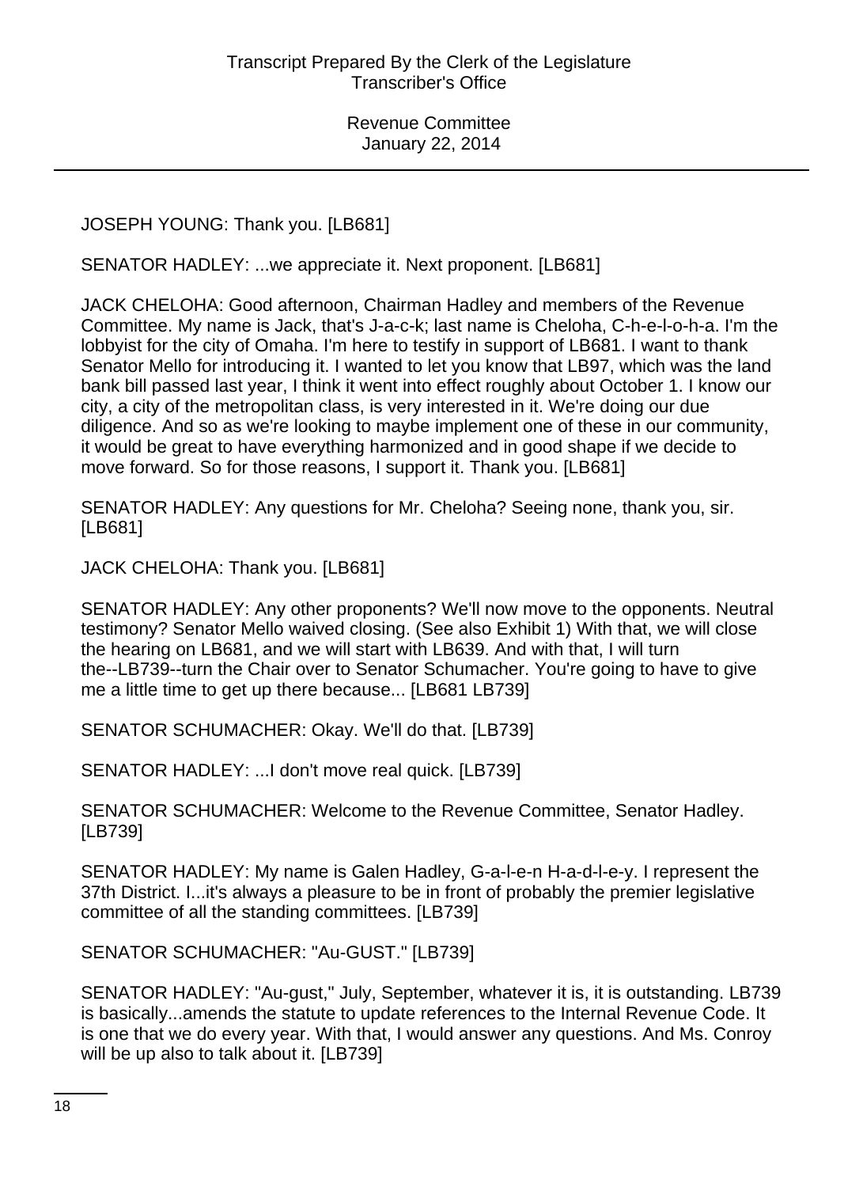JOSEPH YOUNG: Thank you. [LB681]

SENATOR HADLEY: ...we appreciate it. Next proponent. [LB681]

JACK CHELOHA: Good afternoon, Chairman Hadley and members of the Revenue Committee. My name is Jack, that's J-a-c-k; last name is Cheloha, C-h-e-l-o-h-a. I'm the lobbyist for the city of Omaha. I'm here to testify in support of LB681. I want to thank Senator Mello for introducing it. I wanted to let you know that LB97, which was the land bank bill passed last year, I think it went into effect roughly about October 1. I know our city, a city of the metropolitan class, is very interested in it. We're doing our due diligence. And so as we're looking to maybe implement one of these in our community, it would be great to have everything harmonized and in good shape if we decide to move forward. So for those reasons, I support it. Thank you. [LB681]

SENATOR HADLEY: Any questions for Mr. Cheloha? Seeing none, thank you, sir. [LB681]

JACK CHELOHA: Thank you. [LB681]

SENATOR HADLEY: Any other proponents? We'll now move to the opponents. Neutral testimony? Senator Mello waived closing. (See also Exhibit 1) With that, we will close the hearing on LB681, and we will start with LB639. And with that, I will turn the--LB739--turn the Chair over to Senator Schumacher. You're going to have to give me a little time to get up there because... [LB681 LB739]

SENATOR SCHUMACHER: Okay. We'll do that. [LB739]

SENATOR HADLEY: ...I don't move real quick. [LB739]

SENATOR SCHUMACHER: Welcome to the Revenue Committee, Senator Hadley. [LB739]

SENATOR HADLEY: My name is Galen Hadley, G-a-l-e-n H-a-d-l-e-y. I represent the 37th District. I...it's always a pleasure to be in front of probably the premier legislative committee of all the standing committees. [LB739]

SENATOR SCHUMACHER: "Au-GUST." [LB739]

SENATOR HADLEY: "Au-gust," July, September, whatever it is, it is outstanding. LB739 is basically...amends the statute to update references to the Internal Revenue Code. It is one that we do every year. With that, I would answer any questions. And Ms. Conroy will be up also to talk about it. [LB739]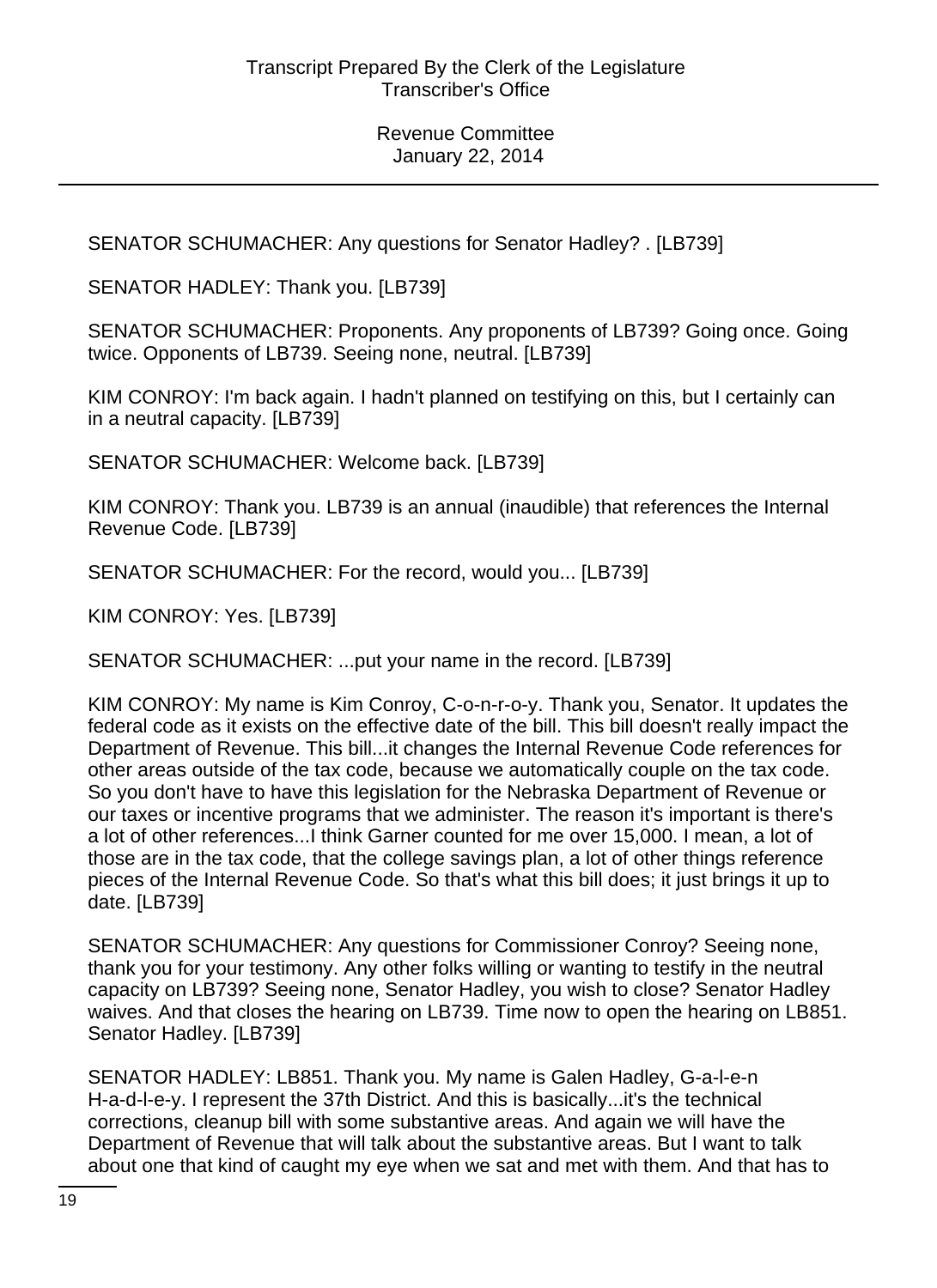SENATOR SCHUMACHER: Any questions for Senator Hadley? . [LB739]

SENATOR HADLEY: Thank you. [LB739]

SENATOR SCHUMACHER: Proponents. Any proponents of LB739? Going once. Going twice. Opponents of LB739. Seeing none, neutral. [LB739]

KIM CONROY: I'm back again. I hadn't planned on testifying on this, but I certainly can in a neutral capacity. [LB739]

SENATOR SCHUMACHER: Welcome back. [LB739]

KIM CONROY: Thank you. LB739 is an annual (inaudible) that references the Internal Revenue Code. [LB739]

SENATOR SCHUMACHER: For the record, would you... [LB739]

KIM CONROY: Yes. [LB739]

SENATOR SCHUMACHER: ...put your name in the record. [LB739]

KIM CONROY: My name is Kim Conroy, C-o-n-r-o-y. Thank you, Senator. It updates the federal code as it exists on the effective date of the bill. This bill doesn't really impact the Department of Revenue. This bill...it changes the Internal Revenue Code references for other areas outside of the tax code, because we automatically couple on the tax code. So you don't have to have this legislation for the Nebraska Department of Revenue or our taxes or incentive programs that we administer. The reason it's important is there's a lot of other references...I think Garner counted for me over 15,000. I mean, a lot of those are in the tax code, that the college savings plan, a lot of other things reference pieces of the Internal Revenue Code. So that's what this bill does; it just brings it up to date. [LB739]

SENATOR SCHUMACHER: Any questions for Commissioner Conroy? Seeing none, thank you for your testimony. Any other folks willing or wanting to testify in the neutral capacity on LB739? Seeing none, Senator Hadley, you wish to close? Senator Hadley waives. And that closes the hearing on LB739. Time now to open the hearing on LB851. Senator Hadley. [LB739]

SENATOR HADLEY: LB851. Thank you. My name is Galen Hadley, G-a-l-e-n H-a-d-l-e-y. I represent the 37th District. And this is basically...it's the technical corrections, cleanup bill with some substantive areas. And again we will have the Department of Revenue that will talk about the substantive areas. But I want to talk about one that kind of caught my eye when we sat and met with them. And that has to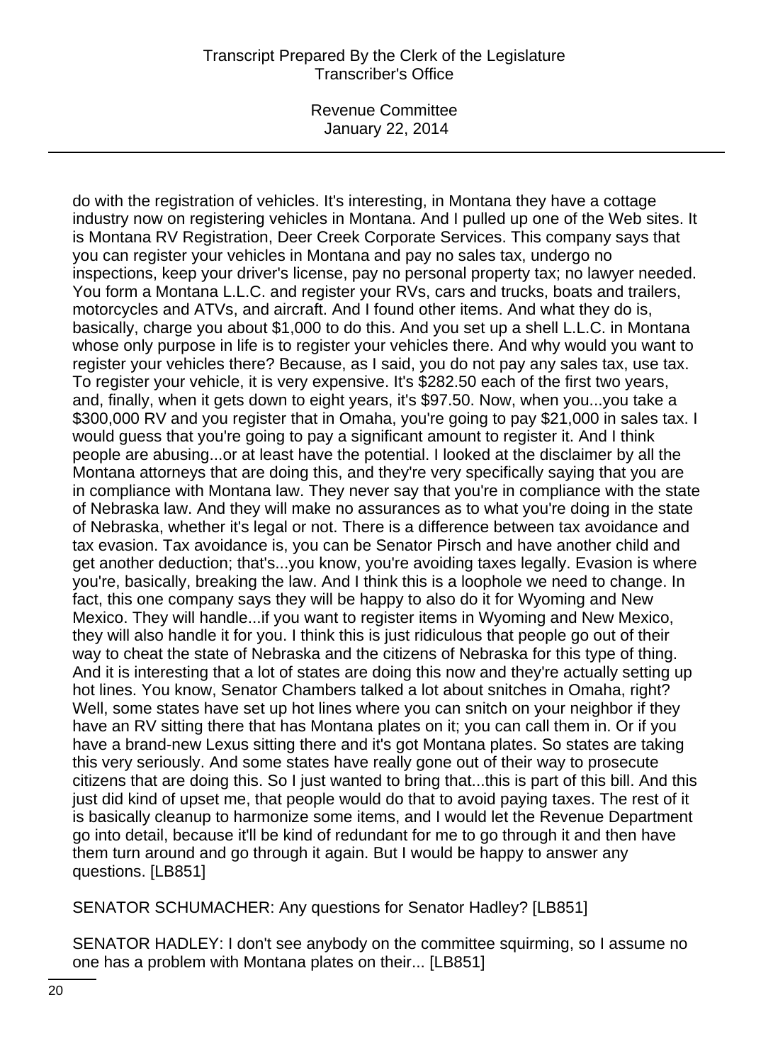do with the registration of vehicles. It's interesting, in Montana they have a cottage industry now on registering vehicles in Montana. And I pulled up one of the Web sites. It is Montana RV Registration, Deer Creek Corporate Services. This company says that you can register your vehicles in Montana and pay no sales tax, undergo no inspections, keep your driver's license, pay no personal property tax; no lawyer needed. You form a Montana L.L.C. and register your RVs, cars and trucks, boats and trailers, motorcycles and ATVs, and aircraft. And I found other items. And what they do is, basically, charge you about $1,000 to do this. And you set up a shell L.L.C. in Montana whose only purpose in life is to register your vehicles there. And why would you want to register your vehicles there? Because, as I said, you do not pay any sales tax, use tax. To register your vehicle, it is very expensive. It's $282.50 each of the first two years, and, finally, when it gets down to eight years, it's $97.50. Now, when you...you take a $300,000 RV and you register that in Omaha, you're going to pay $21,000 in sales tax. I would guess that you're going to pay a significant amount to register it. And I think people are abusing...or at least have the potential. I looked at the disclaimer by all the Montana attorneys that are doing this, and they're very specifically saying that you are in compliance with Montana law. They never say that you're in compliance with the state of Nebraska law. And they will make no assurances as to what you're doing in the state of Nebraska, whether it's legal or not. There is a difference between tax avoidance and tax evasion. Tax avoidance is, you can be Senator Pirsch and have another child and get another deduction; that's...you know, you're avoiding taxes legally. Evasion is where you're, basically, breaking the law. And I think this is a loophole we need to change. In fact, this one company says they will be happy to also do it for Wyoming and New Mexico. They will handle...if you want to register items in Wyoming and New Mexico, they will also handle it for you. I think this is just ridiculous that people go out of their way to cheat the state of Nebraska and the citizens of Nebraska for this type of thing. And it is interesting that a lot of states are doing this now and they're actually setting up hot lines. You know, Senator Chambers talked a lot about snitches in Omaha, right? Well, some states have set up hot lines where you can snitch on your neighbor if they have an RV sitting there that has Montana plates on it; you can call them in. Or if you have a brand-new Lexus sitting there and it's got Montana plates. So states are taking this very seriously. And some states have really gone out of their way to prosecute citizens that are doing this. So I just wanted to bring that...this is part of this bill. And this just did kind of upset me, that people would do that to avoid paying taxes. The rest of it is basically cleanup to harmonize some items, and I would let the Revenue Department go into detail, because it'll be kind of redundant for me to go through it and then have them turn around and go through it again. But I would be happy to answer any questions. [LB851]

SENATOR SCHUMACHER: Any questions for Senator Hadley? [LB851]

SENATOR HADLEY: I don't see anybody on the committee squirming, so I assume no one has a problem with Montana plates on their... [LB851]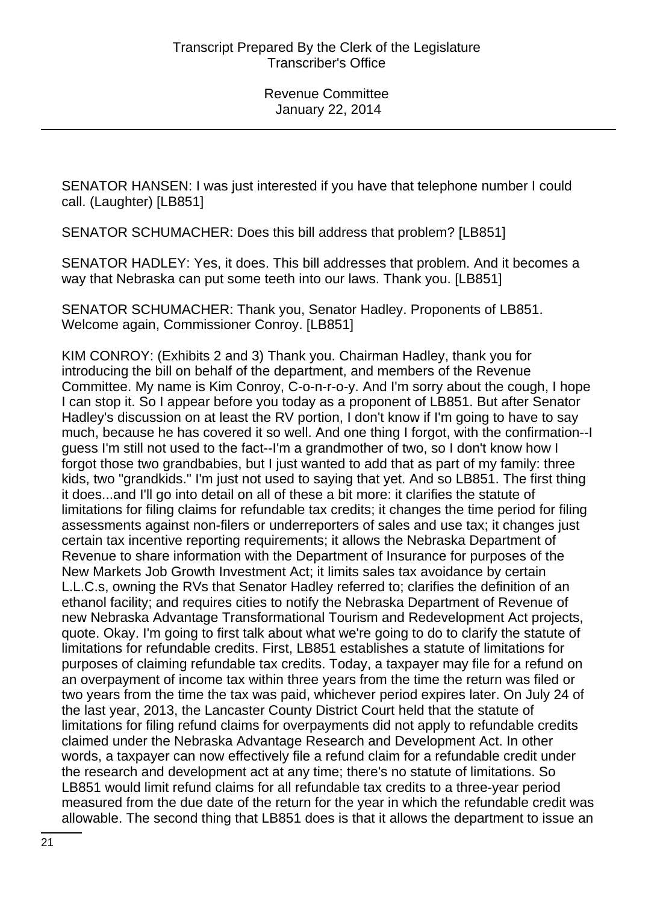SENATOR HANSEN: I was just interested if you have that telephone number I could call. (Laughter) [LB851]

SENATOR SCHUMACHER: Does this bill address that problem? [LB851]

SENATOR HADLEY: Yes, it does. This bill addresses that problem. And it becomes a way that Nebraska can put some teeth into our laws. Thank you. [LB851]

SENATOR SCHUMACHER: Thank you, Senator Hadley. Proponents of LB851. Welcome again, Commissioner Conroy. [LB851]

KIM CONROY: (Exhibits 2 and 3) Thank you. Chairman Hadley, thank you for introducing the bill on behalf of the department, and members of the Revenue Committee. My name is Kim Conroy, C-o-n-r-o-y. And I'm sorry about the cough, I hope I can stop it. So I appear before you today as a proponent of LB851. But after Senator Hadley's discussion on at least the RV portion, I don't know if I'm going to have to say much, because he has covered it so well. And one thing I forgot, with the confirmation--I guess I'm still not used to the fact--I'm a grandmother of two, so I don't know how I forgot those two grandbabies, but I just wanted to add that as part of my family: three kids, two "grandkids." I'm just not used to saying that yet. And so LB851. The first thing it does...and I'll go into detail on all of these a bit more: it clarifies the statute of limitations for filing claims for refundable tax credits; it changes the time period for filing assessments against non-filers or underreporters of sales and use tax; it changes just certain tax incentive reporting requirements; it allows the Nebraska Department of Revenue to share information with the Department of Insurance for purposes of the New Markets Job Growth Investment Act; it limits sales tax avoidance by certain L.L.C.s, owning the RVs that Senator Hadley referred to; clarifies the definition of an ethanol facility; and requires cities to notify the Nebraska Department of Revenue of new Nebraska Advantage Transformational Tourism and Redevelopment Act projects, quote. Okay. I'm going to first talk about what we're going to do to clarify the statute of limitations for refundable credits. First, LB851 establishes a statute of limitations for purposes of claiming refundable tax credits. Today, a taxpayer may file for a refund on an overpayment of income tax within three years from the time the return was filed or two years from the time the tax was paid, whichever period expires later. On July 24 of the last year, 2013, the Lancaster County District Court held that the statute of limitations for filing refund claims for overpayments did not apply to refundable credits claimed under the Nebraska Advantage Research and Development Act. In other words, a taxpayer can now effectively file a refund claim for a refundable credit under the research and development act at any time; there's no statute of limitations. So LB851 would limit refund claims for all refundable tax credits to a three-year period measured from the due date of the return for the year in which the refundable credit was allowable. The second thing that LB851 does is that it allows the department to issue an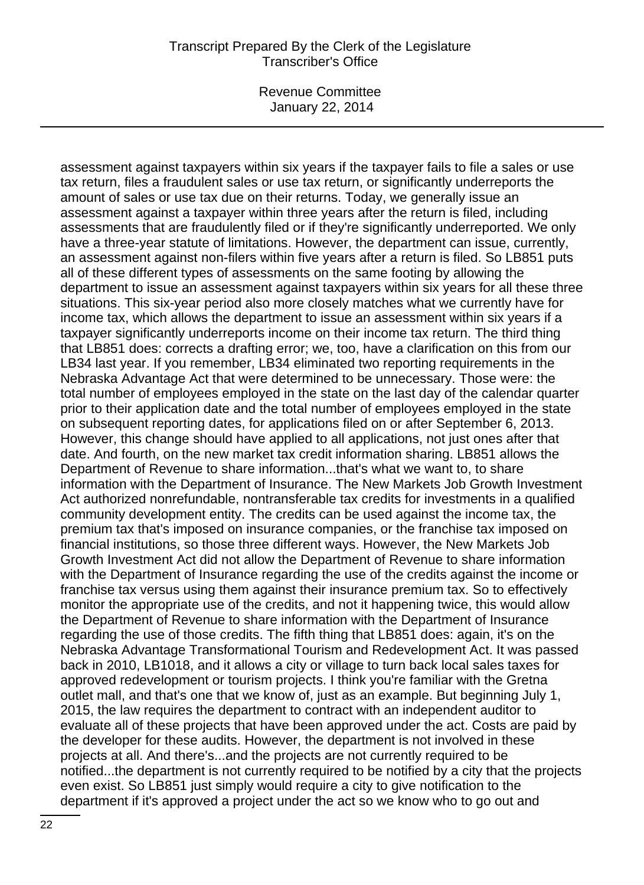assessment against taxpayers within six years if the taxpayer fails to file a sales or use tax return, files a fraudulent sales or use tax return, or significantly underreports the amount of sales or use tax due on their returns. Today, we generally issue an assessment against a taxpayer within three years after the return is filed, including assessments that are fraudulently filed or if they're significantly underreported. We only have a three-year statute of limitations. However, the department can issue, currently, an assessment against non-filers within five years after a return is filed. So LB851 puts all of these different types of assessments on the same footing by allowing the department to issue an assessment against taxpayers within six years for all these three situations. This six-year period also more closely matches what we currently have for income tax, which allows the department to issue an assessment within six years if a taxpayer significantly underreports income on their income tax return. The third thing that LB851 does: corrects a drafting error; we, too, have a clarification on this from our LB34 last year. If you remember, LB34 eliminated two reporting requirements in the Nebraska Advantage Act that were determined to be unnecessary. Those were: the total number of employees employed in the state on the last day of the calendar quarter prior to their application date and the total number of employees employed in the state on subsequent reporting dates, for applications filed on or after September 6, 2013. However, this change should have applied to all applications, not just ones after that date. And fourth, on the new market tax credit information sharing. LB851 allows the Department of Revenue to share information...that's what we want to, to share information with the Department of Insurance. The New Markets Job Growth Investment Act authorized nonrefundable, nontransferable tax credits for investments in a qualified community development entity. The credits can be used against the income tax, the premium tax that's imposed on insurance companies, or the franchise tax imposed on financial institutions, so those three different ways. However, the New Markets Job Growth Investment Act did not allow the Department of Revenue to share information with the Department of Insurance regarding the use of the credits against the income or franchise tax versus using them against their insurance premium tax. So to effectively monitor the appropriate use of the credits, and not it happening twice, this would allow the Department of Revenue to share information with the Department of Insurance regarding the use of those credits. The fifth thing that LB851 does: again, it's on the Nebraska Advantage Transformational Tourism and Redevelopment Act. It was passed back in 2010, LB1018, and it allows a city or village to turn back local sales taxes for approved redevelopment or tourism projects. I think you're familiar with the Gretna outlet mall, and that's one that we know of, just as an example. But beginning July 1, 2015, the law requires the department to contract with an independent auditor to evaluate all of these projects that have been approved under the act. Costs are paid by the developer for these audits. However, the department is not involved in these projects at all. And there's...and the projects are not currently required to be notified...the department is not currently required to be notified by a city that the projects even exist. So LB851 just simply would require a city to give notification to the department if it's approved a project under the act so we know who to go out and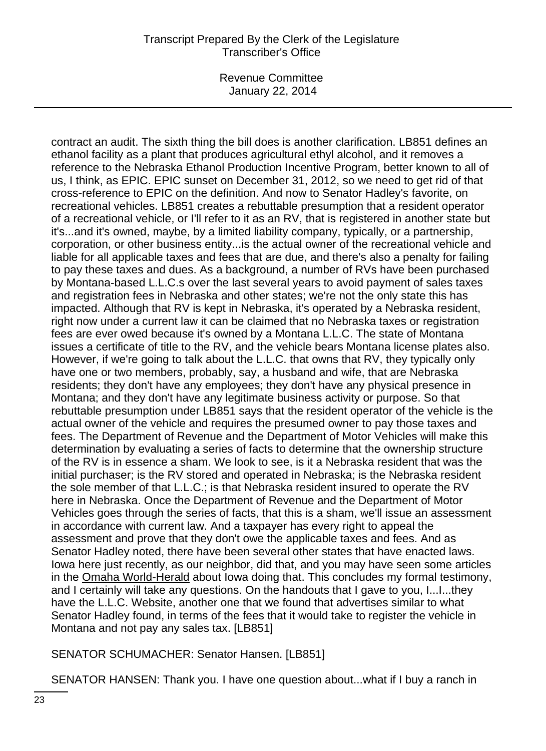contract an audit. The sixth thing the bill does is another clarification. LB851 defines an ethanol facility as a plant that produces agricultural ethyl alcohol, and it removes a reference to the Nebraska Ethanol Production Incentive Program, better known to all of us, I think, as EPIC. EPIC sunset on December 31, 2012, so we need to get rid of that cross-reference to EPIC on the definition. And now to Senator Hadley's favorite, on recreational vehicles. LB851 creates a rebuttable presumption that a resident operator of a recreational vehicle, or I'll refer to it as an RV, that is registered in another state but it's...and it's owned, maybe, by a limited liability company, typically, or a partnership, corporation, or other business entity...is the actual owner of the recreational vehicle and liable for all applicable taxes and fees that are due, and there's also a penalty for failing to pay these taxes and dues. As a background, a number of RVs have been purchased by Montana-based L.L.C.s over the last several years to avoid payment of sales taxes and registration fees in Nebraska and other states; we're not the only state this has impacted. Although that RV is kept in Nebraska, it's operated by a Nebraska resident, right now under a current law it can be claimed that no Nebraska taxes or registration fees are ever owed because it's owned by a Montana L.L.C. The state of Montana issues a certificate of title to the RV, and the vehicle bears Montana license plates also. However, if we're going to talk about the L.L.C. that owns that RV, they typically only have one or two members, probably, say, a husband and wife, that are Nebraska residents; they don't have any employees; they don't have any physical presence in Montana; and they don't have any legitimate business activity or purpose. So that rebuttable presumption under LB851 says that the resident operator of the vehicle is the actual owner of the vehicle and requires the presumed owner to pay those taxes and fees. The Department of Revenue and the Department of Motor Vehicles will make this determination by evaluating a series of facts to determine that the ownership structure of the RV is in essence a sham. We look to see, is it a Nebraska resident that was the initial purchaser; is the RV stored and operated in Nebraska; is the Nebraska resident the sole member of that L.L.C.; is that Nebraska resident insured to operate the RV here in Nebraska. Once the Department of Revenue and the Department of Motor Vehicles goes through the series of facts, that this is a sham, we'll issue an assessment in accordance with current law. And a taxpayer has every right to appeal the assessment and prove that they don't owe the applicable taxes and fees. And as Senator Hadley noted, there have been several other states that have enacted laws. Iowa here just recently, as our neighbor, did that, and you may have seen some articles in the Omaha World-Herald about Iowa doing that. This concludes my formal testimony, and I certainly will take any questions. On the handouts that I gave to you, I...I...they have the L.L.C. Website, another one that we found that advertises similar to what Senator Hadley found, in terms of the fees that it would take to register the vehicle in Montana and not pay any sales tax. [LB851]

SENATOR SCHUMACHER: Senator Hansen. [LB851]

SENATOR HANSEN: Thank you. I have one question about...what if I buy a ranch in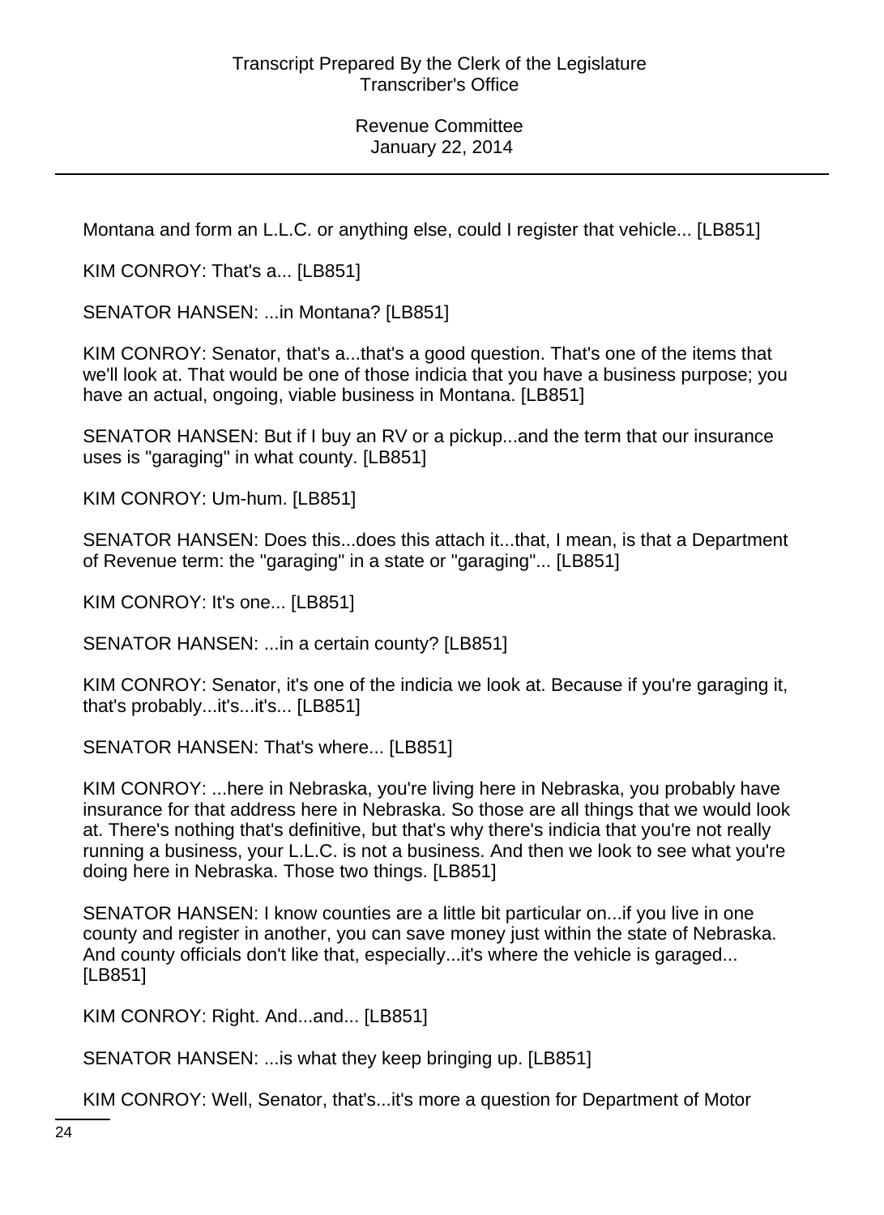Montana and form an L.L.C. or anything else, could I register that vehicle... [LB851]

KIM CONROY: That's a... [LB851]

SENATOR HANSEN: ...in Montana? [LB851]

KIM CONROY: Senator, that's a...that's a good question. That's one of the items that we'll look at. That would be one of those indicia that you have a business purpose; you have an actual, ongoing, viable business in Montana. [LB851]

SENATOR HANSEN: But if I buy an RV or a pickup...and the term that our insurance uses is "garaging" in what county. [LB851]

KIM CONROY: Um-hum. [LB851]

SENATOR HANSEN: Does this...does this attach it...that, I mean, is that a Department of Revenue term: the "garaging" in a state or "garaging"... [LB851]

KIM CONROY: It's one... [LB851]

SENATOR HANSEN: ...in a certain county? [LB851]

KIM CONROY: Senator, it's one of the indicia we look at. Because if you're garaging it, that's probably...it's...it's... [LB851]

SENATOR HANSEN: That's where... [LB851]

KIM CONROY: ...here in Nebraska, you're living here in Nebraska, you probably have insurance for that address here in Nebraska. So those are all things that we would look at. There's nothing that's definitive, but that's why there's indicia that you're not really running a business, your L.L.C. is not a business. And then we look to see what you're doing here in Nebraska. Those two things. [LB851]

SENATOR HANSEN: I know counties are a little bit particular on...if you live in one county and register in another, you can save money just within the state of Nebraska. And county officials don't like that, especially...it's where the vehicle is garaged... [LB851]

KIM CONROY: Right. And...and... [LB851]

SENATOR HANSEN: ...is what they keep bringing up. [LB851]

KIM CONROY: Well, Senator, that's...it's more a question for Department of Motor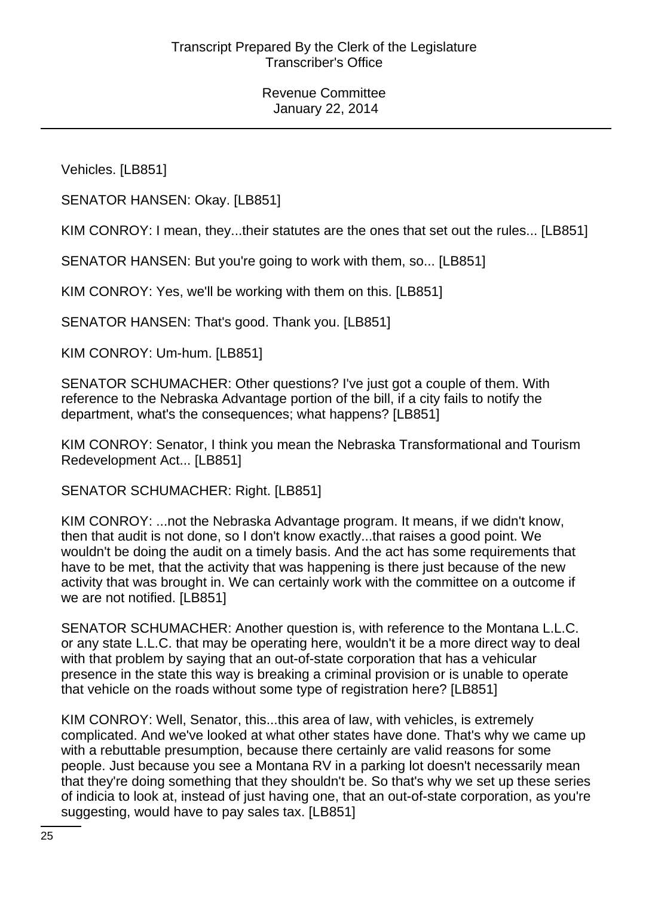Vehicles. [LB851]

SENATOR HANSEN: Okay. [LB851]

KIM CONROY: I mean, they...their statutes are the ones that set out the rules... [LB851]

SENATOR HANSEN: But you're going to work with them, so... [LB851]

KIM CONROY: Yes, we'll be working with them on this. [LB851]

SENATOR HANSEN: That's good. Thank you. [LB851]

KIM CONROY: Um-hum. [LB851]

SENATOR SCHUMACHER: Other questions? I've just got a couple of them. With reference to the Nebraska Advantage portion of the bill, if a city fails to notify the department, what's the consequences; what happens? [LB851]

KIM CONROY: Senator, I think you mean the Nebraska Transformational and Tourism Redevelopment Act... [LB851]

SENATOR SCHUMACHER: Right. [LB851]

KIM CONROY: ...not the Nebraska Advantage program. It means, if we didn't know, then that audit is not done, so I don't know exactly...that raises a good point. We wouldn't be doing the audit on a timely basis. And the act has some requirements that have to be met, that the activity that was happening is there just because of the new activity that was brought in. We can certainly work with the committee on a outcome if we are not notified. [LB851]

SENATOR SCHUMACHER: Another question is, with reference to the Montana L.L.C. or any state L.L.C. that may be operating here, wouldn't it be a more direct way to deal with that problem by saying that an out-of-state corporation that has a vehicular presence in the state this way is breaking a criminal provision or is unable to operate that vehicle on the roads without some type of registration here? [LB851]

KIM CONROY: Well, Senator, this...this area of law, with vehicles, is extremely complicated. And we've looked at what other states have done. That's why we came up with a rebuttable presumption, because there certainly are valid reasons for some people. Just because you see a Montana RV in a parking lot doesn't necessarily mean that they're doing something that they shouldn't be. So that's why we set up these series of indicia to look at, instead of just having one, that an out-of-state corporation, as you're suggesting, would have to pay sales tax. [LB851]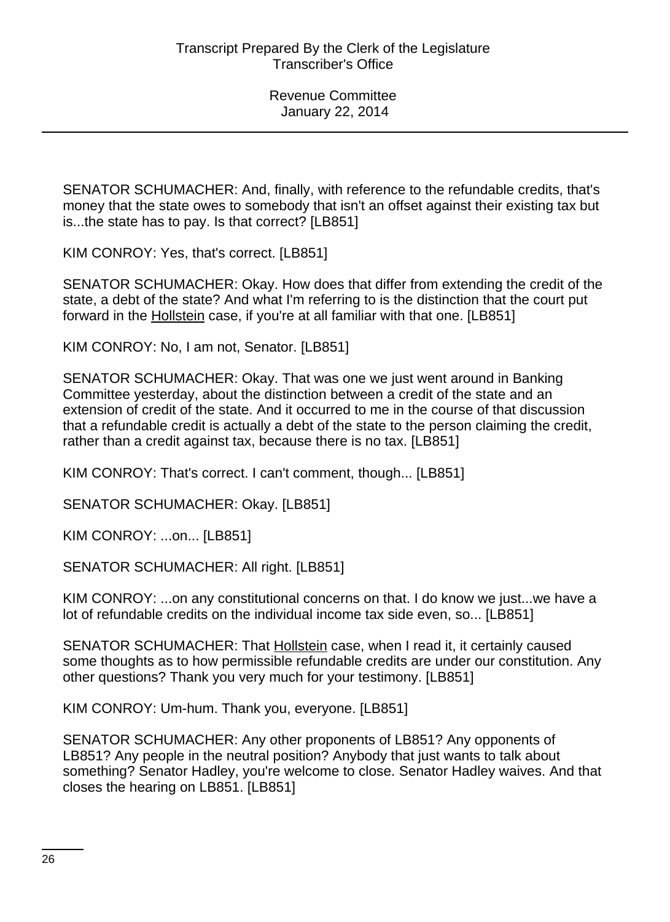SENATOR SCHUMACHER: And, finally, with reference to the refundable credits, that's money that the state owes to somebody that isn't an offset against their existing tax but is...the state has to pay. Is that correct? [LB851]

KIM CONROY: Yes, that's correct. [LB851]

SENATOR SCHUMACHER: Okay. How does that differ from extending the credit of the state, a debt of the state? And what I'm referring to is the distinction that the court put forward in the Hollstein case, if you're at all familiar with that one. [LB851]

KIM CONROY: No, I am not, Senator. [LB851]

SENATOR SCHUMACHER: Okay. That was one we just went around in Banking Committee yesterday, about the distinction between a credit of the state and an extension of credit of the state. And it occurred to me in the course of that discussion that a refundable credit is actually a debt of the state to the person claiming the credit, rather than a credit against tax, because there is no tax. [LB851]

KIM CONROY: That's correct. I can't comment, though... [LB851]

SENATOR SCHUMACHER: Okay. [LB851]

KIM CONROY: ...on... [LB851]

SENATOR SCHUMACHER: All right. [LB851]

KIM CONROY: ...on any constitutional concerns on that. I do know we just...we have a lot of refundable credits on the individual income tax side even, so... [LB851]

SENATOR SCHUMACHER: That Hollstein case, when I read it, it certainly caused some thoughts as to how permissible refundable credits are under our constitution. Any other questions? Thank you very much for your testimony. [LB851]

KIM CONROY: Um-hum. Thank you, everyone. [LB851]

SENATOR SCHUMACHER: Any other proponents of LB851? Any opponents of LB851? Any people in the neutral position? Anybody that just wants to talk about something? Senator Hadley, you're welcome to close. Senator Hadley waives. And that closes the hearing on LB851. [LB851]